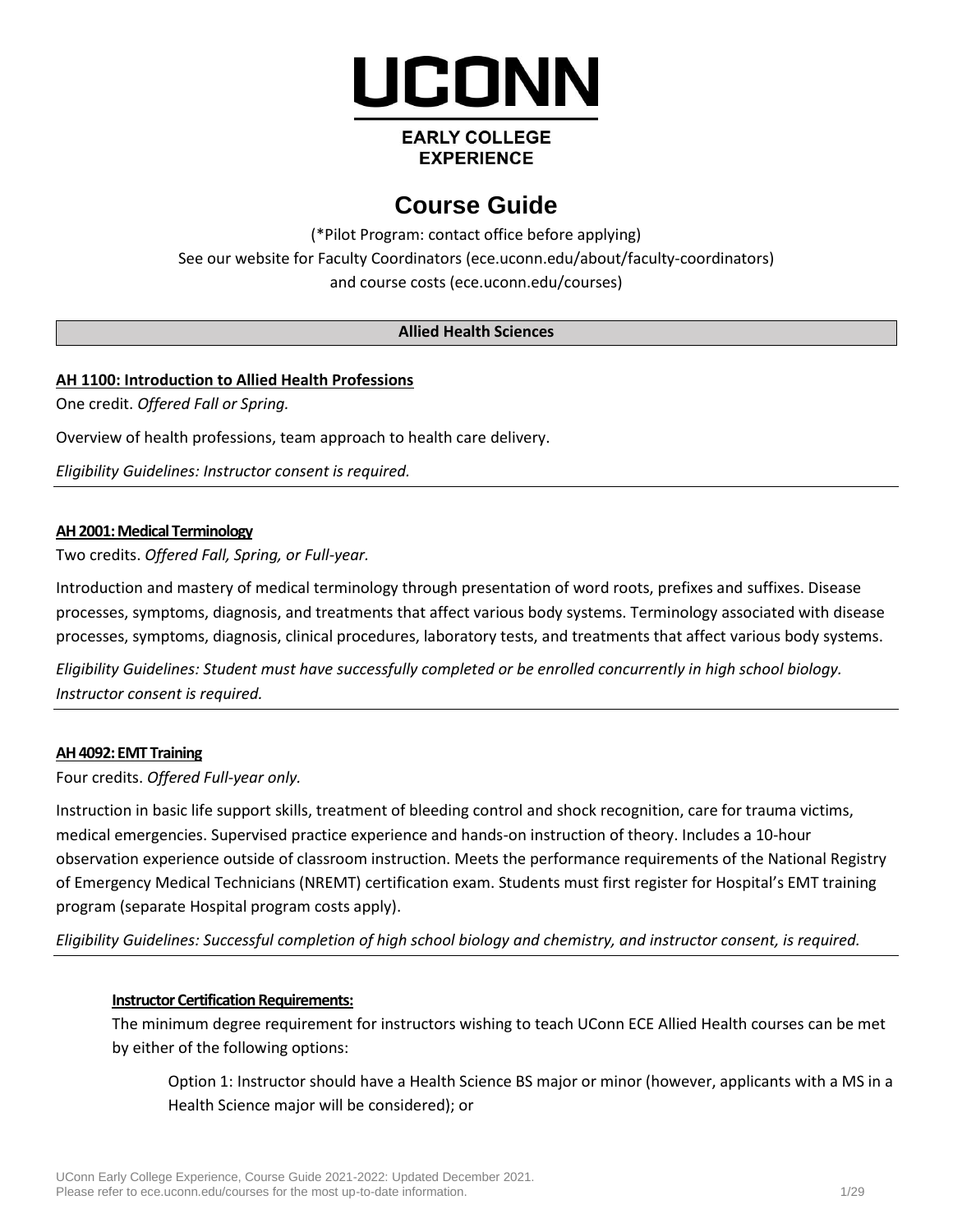# UCONN

**EARLY COLLEGE EXPERIENCE**

# Course Guide

(*Pilot Program: contact office before applying)
See our website for Faculty Coordinators (ece.uconn.edu/about/faculty-coordinators)
and course costs (ece.uconn.edu/courses)

## Allied Health Sciences

### AH 1100: Introduction to Allied Health Professions

One credit. *Offered Fall or Spring.*

Overview of health professions, team approach to health care delivery.

*Eligibility Guidelines: Instructor consent is required.*

---

### AH 2001: Medical Terminology

Two credits. *Offered Fall, Spring, or Full-year.*

Introduction and mastery of medical terminology through presentation of word roots, prefixes and suffixes. Disease processes, symptoms, diagnosis, and treatments that affect various body systems. Terminology associated with disease processes, symptoms, diagnosis, clinical procedures, laboratory tests, and treatments that affect various body systems.

*Eligibility Guidelines: Student must have successfully completed or be enrolled concurrently in high school biology. Instructor consent is required.*

---

### AH 4092: EMT Training

Four credits. *Offered Full-year only.*

Instruction in basic life support skills, treatment of bleeding control and shock recognition, care for trauma victims, medical emergencies. Supervised practice experience and hands-on instruction of theory. Includes a 10-hour observation experience outside of classroom instruction. Meets the performance requirements of the National Registry of Emergency Medical Technicians (NREMT) certification exam. Students must first register for Hospital's EMT training program (separate Hospital program costs apply).

*Eligibility Guidelines: Successful completion of high school biology and chemistry, and instructor consent, is required.*

---

#### Instructor Certification Requirements:

The minimum degree requirement for instructors wishing to teach UConn ECE Allied Health courses can be met by either of the following options:

Option 1: Instructor should have a Health Science BS major or minor (however, applicants with a MS in a Health Science major will be considered); or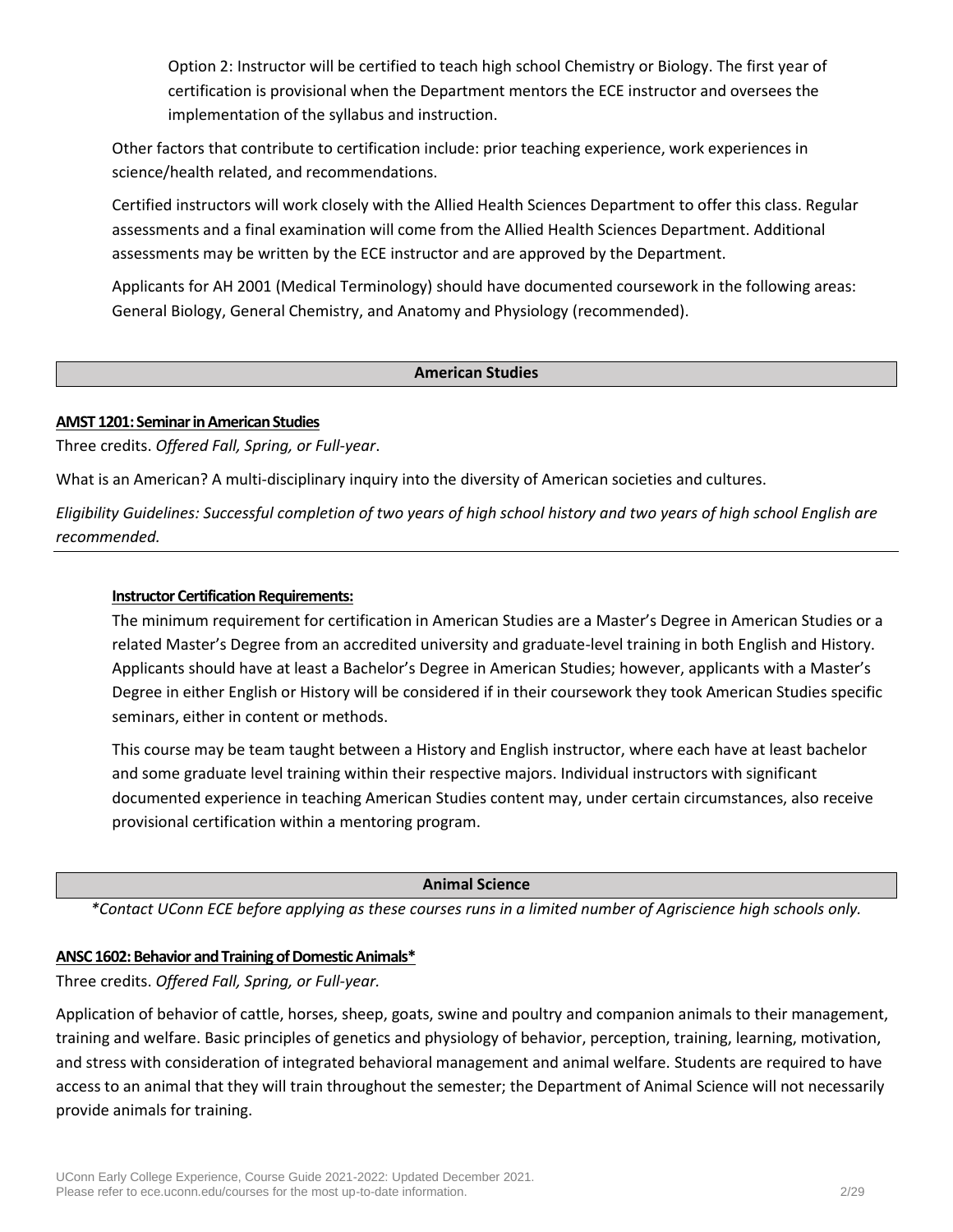Option 2: Instructor will be certified to teach high school Chemistry or Biology. The first year of certification is provisional when the Department mentors the ECE instructor and oversees the implementation of the syllabus and instruction.

Other factors that contribute to certification include: prior teaching experience, work experiences in science/health related, and recommendations.

Certified instructors will work closely with the Allied Health Sciences Department to offer this class. Regular assessments and a final examination will come from the Allied Health Sciences Department. Additional assessments may be written by the ECE instructor and are approved by the Department.

Applicants for AH 2001 (Medical Terminology) should have documented coursework in the following areas: General Biology, General Chemistry, and Anatomy and Physiology (recommended).

## American Studies

**AMST 1201: Seminar in American Studies**

Three credits. *Offered Fall, Spring, or Full-year*.

What is an American? A multi-disciplinary inquiry into the diversity of American societies and cultures.

*Eligibility Guidelines: Successful completion of two years of high school history and two years of high school English are recommended.*

**Instructor Certification Requirements:**

The minimum requirement for certification in American Studies are a Master's Degree in American Studies or a related Master's Degree from an accredited university and graduate-level training in both English and History. Applicants should have at least a Bachelor's Degree in American Studies; however, applicants with a Master's Degree in either English or History will be considered if in their coursework they took American Studies specific seminars, either in content or methods.

This course may be team taught between a History and English instructor, where each have at least bachelor and some graduate level training within their respective majors. Individual instructors with significant documented experience in teaching American Studies content may, under certain circumstances, also receive provisional certification within a mentoring program.

## Animal Science

*\*Contact UConn ECE before applying as these courses runs in a limited number of Agriscience high schools only.*

**ANSC 1602: Behavior and Training of Domestic Animals\***

Three credits. *Offered Fall, Spring, or Full-year.*

Application of behavior of cattle, horses, sheep, goats, swine and poultry and companion animals to their management, training and welfare. Basic principles of genetics and physiology of behavior, perception, training, learning, motivation, and stress with consideration of integrated behavioral management and animal welfare. Students are required to have access to an animal that they will train throughout the semester; the Department of Animal Science will not necessarily provide animals for training.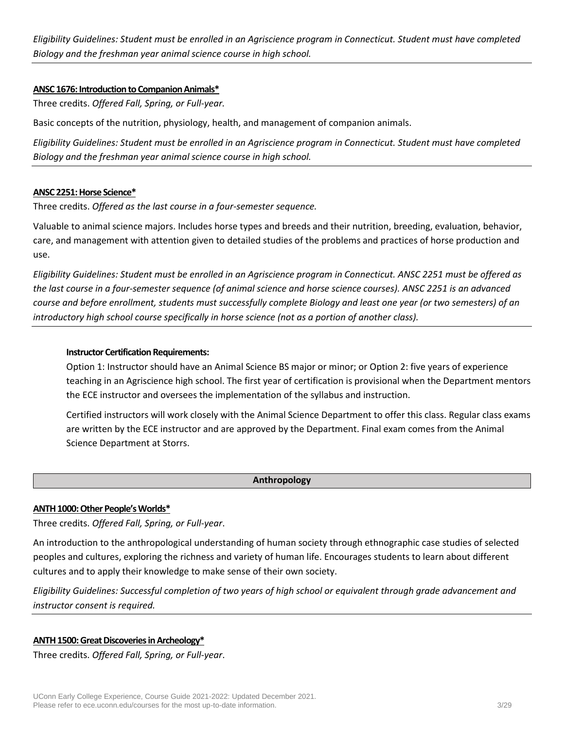*Eligibility Guidelines: Student must be enrolled in an Agriscience program in Connecticut. Student must have completed Biology and the freshman year animal science course in high school.*

---

**ANSC 1676: Introduction to Companion Animals***

Three credits. *Offered Fall, Spring, or Full-year.*

Basic concepts of the nutrition, physiology, health, and management of companion animals.

*Eligibility Guidelines: Student must be enrolled in an Agriscience program in Connecticut. Student must have completed Biology and the freshman year animal science course in high school.*

---

**ANSC 2251: Horse Science***

Three credits. *Offered as the last course in a four-semester sequence.*

Valuable to animal science majors. Includes horse types and breeds and their nutrition, breeding, evaluation, behavior, care, and management with attention given to detailed studies of the problems and practices of horse production and use.

*Eligibility Guidelines: Student must be enrolled in an Agriscience program in Connecticut. ANSC 2251 must be offered as the last course in a four-semester sequence (of animal science and horse science courses). ANSC 2251 is an advanced course and before enrollment, students must successfully complete Biology and least one year (or two semesters) of an introductory high school course specifically in horse science (not as a portion of another class).*

---

**Instructor Certification Requirements:**

Option 1: Instructor should have an Animal Science BS major or minor; or Option 2: five years of experience teaching in an Agriscience high school. The first year of certification is provisional when the Department mentors the ECE instructor and oversees the implementation of the syllabus and instruction.

Certified instructors will work closely with the Animal Science Department to offer this class. Regular class exams are written by the ECE instructor and are approved by the Department. Final exam comes from the Animal Science Department at Storrs.

## Anthropology

**ANTH 1000: Other People's Worlds***

Three credits. *Offered Fall, Spring, or Full-year*.

An introduction to the anthropological understanding of human society through ethnographic case studies of selected peoples and cultures, exploring the richness and variety of human life. Encourages students to learn about different cultures and to apply their knowledge to make sense of their own society.

*Eligibility Guidelines: Successful completion of two years of high school or equivalent through grade advancement and instructor consent is required.*

---

**ANTH 1500: Great Discoveries in Archeology***

Three credits. *Offered Fall, Spring, or Full-year*.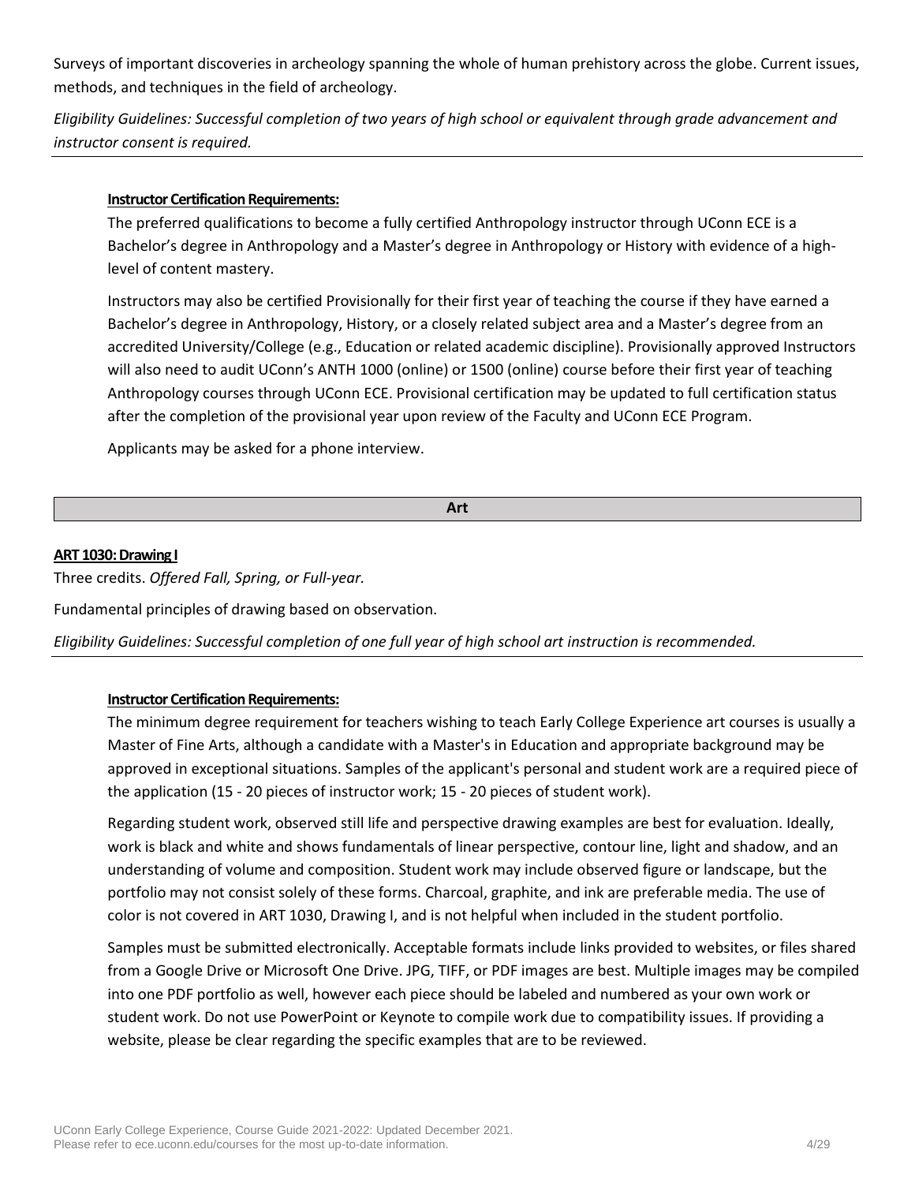Surveys of important discoveries in archeology spanning the whole of human prehistory across the globe. Current issues, methods, and techniques in the field of archeology.

*Eligibility Guidelines: Successful completion of two years of high school or equivalent through grade advancement and instructor consent is required.*

**Instructor Certification Requirements:**

The preferred qualifications to become a fully certified Anthropology instructor through UConn ECE is a Bachelor's degree in Anthropology and a Master's degree in Anthropology or History with evidence of a high-level of content mastery.

Instructors may also be certified Provisionally for their first year of teaching the course if they have earned a Bachelor's degree in Anthropology, History, or a closely related subject area and a Master's degree from an accredited University/College (e.g., Education or related academic discipline). Provisionally approved Instructors will also need to audit UConn's ANTH 1000 (online) or 1500 (online) course before their first year of teaching Anthropology courses through UConn ECE. Provisional certification may be updated to full certification status after the completion of the provisional year upon review of the Faculty and UConn ECE Program.

Applicants may be asked for a phone interview.

## Art

### ART 1030: Drawing I

Three credits. *Offered Fall, Spring, or Full-year.*

Fundamental principles of drawing based on observation.

*Eligibility Guidelines: Successful completion of one full year of high school art instruction is recommended.*

**Instructor Certification Requirements:**

The minimum degree requirement for teachers wishing to teach Early College Experience art courses is usually a Master of Fine Arts, although a candidate with a Master's in Education and appropriate background may be approved in exceptional situations. Samples of the applicant's personal and student work are a required piece of the application (15 - 20 pieces of instructor work; 15 - 20 pieces of student work).

Regarding student work, observed still life and perspective drawing examples are best for evaluation. Ideally, work is black and white and shows fundamentals of linear perspective, contour line, light and shadow, and an understanding of volume and composition. Student work may include observed figure or landscape, but the portfolio may not consist solely of these forms. Charcoal, graphite, and ink are preferable media. The use of color is not covered in ART 1030, Drawing I, and is not helpful when included in the student portfolio.

Samples must be submitted electronically. Acceptable formats include links provided to websites, or files shared from a Google Drive or Microsoft One Drive. JPG, TIFF, or PDF images are best. Multiple images may be compiled into one PDF portfolio as well, however each piece should be labeled and numbered as your own work or student work. Do not use PowerPoint or Keynote to compile work due to compatibility issues. If providing a website, please be clear regarding the specific examples that are to be reviewed.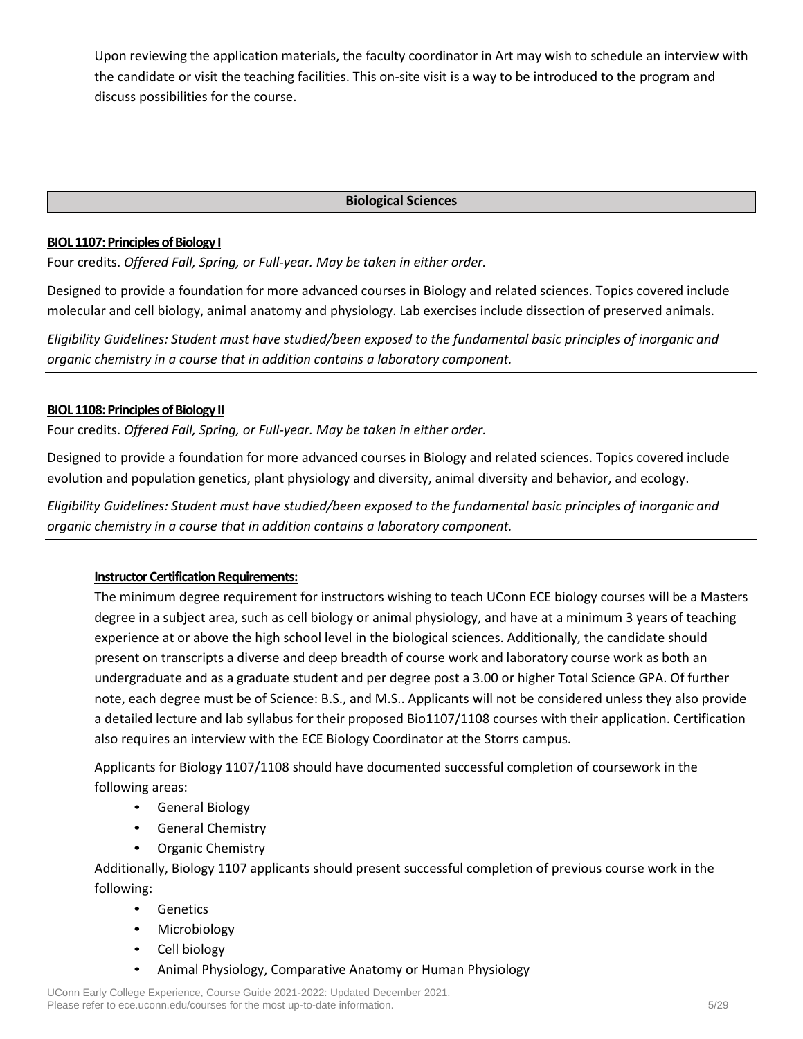Upon reviewing the application materials, the faculty coordinator in Art may wish to schedule an interview with the candidate or visit the teaching facilities. This on-site visit is a way to be introduced to the program and discuss possibilities for the course.

## Biological Sciences

**BIOL 1107: Principles of Biology I**

Four credits. *Offered Fall, Spring, or Full-year. May be taken in either order.*

Designed to provide a foundation for more advanced courses in Biology and related sciences. Topics covered include molecular and cell biology, animal anatomy and physiology. Lab exercises include dissection of preserved animals.

*Eligibility Guidelines: Student must have studied/been exposed to the fundamental basic principles of inorganic and organic chemistry in a course that in addition contains a laboratory component.*

---

**BIOL 1108: Principles of Biology II**

Four credits. *Offered Fall, Spring, or Full-year. May be taken in either order.*

Designed to provide a foundation for more advanced courses in Biology and related sciences. Topics covered include evolution and population genetics, plant physiology and diversity, animal diversity and behavior, and ecology.

*Eligibility Guidelines: Student must have studied/been exposed to the fundamental basic principles of inorganic and organic chemistry in a course that in addition contains a laboratory component.*

---

**Instructor Certification Requirements:**

The minimum degree requirement for instructors wishing to teach UConn ECE biology courses will be a Masters degree in a subject area, such as cell biology or animal physiology, and have at a minimum 3 years of teaching experience at or above the high school level in the biological sciences. Additionally, the candidate should present on transcripts a diverse and deep breadth of course work and laboratory course work as both an undergraduate and as a graduate student and per degree post a 3.00 or higher Total Science GPA. Of further note, each degree must be of Science: B.S., and M.S.. Applicants will not be considered unless they also provide a detailed lecture and lab syllabus for their proposed Bio1107/1108 courses with their application. Certification also requires an interview with the ECE Biology Coordinator at the Storrs campus.

Applicants for Biology 1107/1108 should have documented successful completion of coursework in the following areas:

- General Biology
- General Chemistry
- Organic Chemistry

Additionally, Biology 1107 applicants should present successful completion of previous course work in the following:

- Genetics
- Microbiology
- Cell biology
- Animal Physiology, Comparative Anatomy or Human Physiology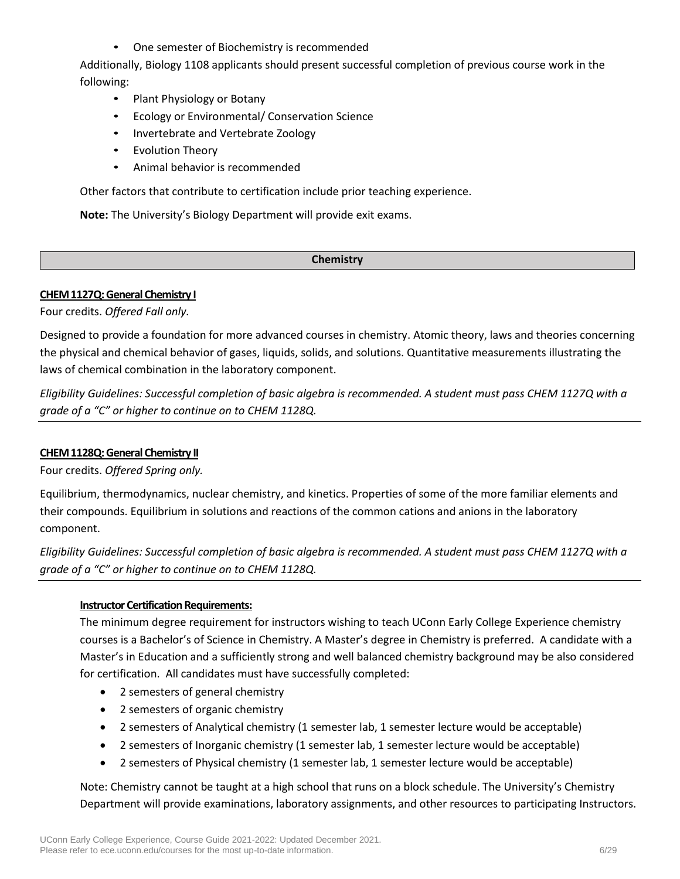- One semester of Biochemistry is recommended

Additionally, Biology 1108 applicants should present successful completion of previous course work in the following:

- Plant Physiology or Botany
- Ecology or Environmental/ Conservation Science
- Invertebrate and Vertebrate Zoology
- Evolution Theory
- Animal behavior is recommended

Other factors that contribute to certification include prior teaching experience.

**Note:** The University's Biology Department will provide exit exams.

## Chemistry

### CHEM 1127Q: General Chemistry I

Four credits. *Offered Fall only.*

Designed to provide a foundation for more advanced courses in chemistry. Atomic theory, laws and theories concerning the physical and chemical behavior of gases, liquids, solids, and solutions. Quantitative measurements illustrating the laws of chemical combination in the laboratory component.

*Eligibility Guidelines: Successful completion of basic algebra is recommended. A student must pass CHEM 1127Q with a grade of a "C" or higher to continue on to CHEM 1128Q.*

### CHEM 1128Q: General Chemistry II

Four credits. *Offered Spring only.*

Equilibrium, thermodynamics, nuclear chemistry, and kinetics. Properties of some of the more familiar elements and their compounds. Equilibrium in solutions and reactions of the common cations and anions in the laboratory component.

*Eligibility Guidelines: Successful completion of basic algebra is recommended. A student must pass CHEM 1127Q with a grade of a "C" or higher to continue on to CHEM 1128Q.*

#### Instructor Certification Requirements:

The minimum degree requirement for instructors wishing to teach UConn Early College Experience chemistry courses is a Bachelor's of Science in Chemistry. A Master's degree in Chemistry is preferred. A candidate with a Master's in Education and a sufficiently strong and well balanced chemistry background may be also considered for certification. All candidates must have successfully completed:

- 2 semesters of general chemistry
- 2 semesters of organic chemistry
- 2 semesters of Analytical chemistry (1 semester lab, 1 semester lecture would be acceptable)
- 2 semesters of Inorganic chemistry (1 semester lab, 1 semester lecture would be acceptable)
- 2 semesters of Physical chemistry (1 semester lab, 1 semester lecture would be acceptable)

Note: Chemistry cannot be taught at a high school that runs on a block schedule. The University's Chemistry Department will provide examinations, laboratory assignments, and other resources to participating Instructors.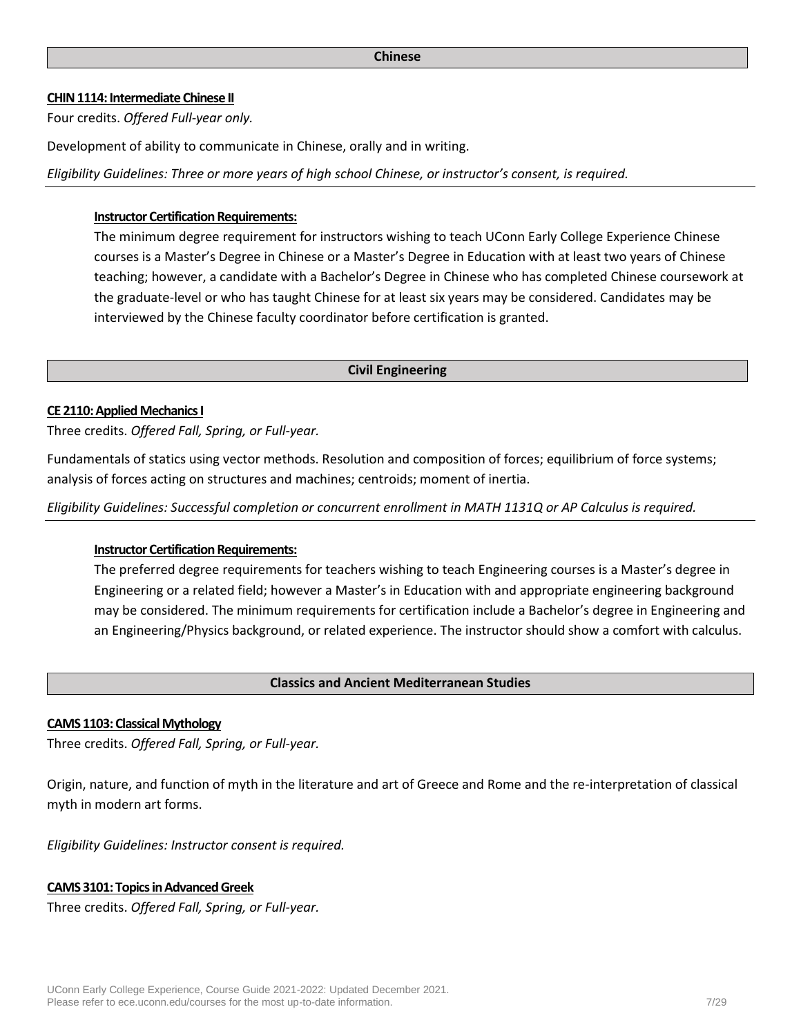## Chinese

**CHIN 1114: Intermediate Chinese II**

Four credits. *Offered Full-year only.*

Development of ability to communicate in Chinese, orally and in writing.

*Eligibility Guidelines: Three or more years of high school Chinese, or instructor's consent, is required.*

**Instructor Certification Requirements:**

The minimum degree requirement for instructors wishing to teach UConn Early College Experience Chinese courses is a Master's Degree in Chinese or a Master's Degree in Education with at least two years of Chinese teaching; however, a candidate with a Bachelor's Degree in Chinese who has completed Chinese coursework at the graduate-level or who has taught Chinese for at least six years may be considered. Candidates may be interviewed by the Chinese faculty coordinator before certification is granted.

## Civil Engineering

**CE 2110: Applied Mechanics I**

Three credits. *Offered Fall, Spring, or Full-year.*

Fundamentals of statics using vector methods. Resolution and composition of forces; equilibrium of force systems; analysis of forces acting on structures and machines; centroids; moment of inertia.

*Eligibility Guidelines: Successful completion or concurrent enrollment in MATH 1131Q or AP Calculus is required.*

**Instructor Certification Requirements:**

The preferred degree requirements for teachers wishing to teach Engineering courses is a Master's degree in Engineering or a related field; however a Master's in Education with and appropriate engineering background may be considered. The minimum requirements for certification include a Bachelor's degree in Engineering and an Engineering/Physics background, or related experience. The instructor should show a comfort with calculus.

## Classics and Ancient Mediterranean Studies

**CAMS 1103: Classical Mythology**

Three credits. *Offered Fall, Spring, or Full-year.*

Origin, nature, and function of myth in the literature and art of Greece and Rome and the re-interpretation of classical myth in modern art forms.

*Eligibility Guidelines: Instructor consent is required.*

**CAMS 3101: Topics in Advanced Greek**

Three credits. *Offered Fall, Spring, or Full-year.*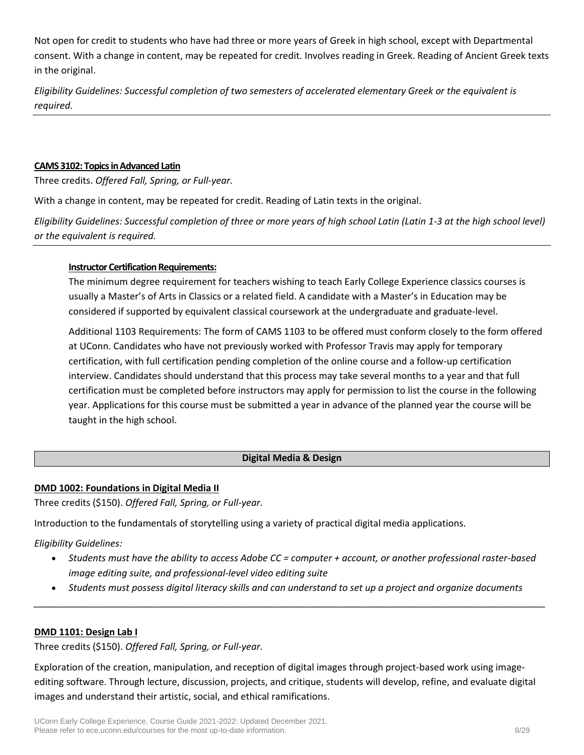Not open for credit to students who have had three or more years of Greek in high school, except with Departmental consent. With a change in content, may be repeated for credit. Involves reading in Greek. Reading of Ancient Greek texts in the original.

*Eligibility Guidelines: Successful completion of two semesters of accelerated elementary Greek or the equivalent is required.*

---

**CAMS 3102: Topics in Advanced Latin**

Three credits. *Offered Fall, Spring, or Full-year.*

With a change in content, may be repeated for credit. Reading of Latin texts in the original.

*Eligibility Guidelines: Successful completion of three or more years of high school Latin (Latin 1-3 at the high school level) or the equivalent is required.*

---

**Instructor Certification Requirements:**

The minimum degree requirement for teachers wishing to teach Early College Experience classics courses is usually a Master's of Arts in Classics or a related field. A candidate with a Master's in Education may be considered if supported by equivalent classical coursework at the undergraduate and graduate-level.

Additional 1103 Requirements: The form of CAMS 1103 to be offered must conform closely to the form offered at UConn. Candidates who have not previously worked with Professor Travis may apply for temporary certification, with full certification pending completion of the online course and a follow-up certification interview. Candidates should understand that this process may take several months to a year and that full certification must be completed before instructors may apply for permission to list the course in the following year. Applications for this course must be submitted a year in advance of the planned year the course will be taught in the high school.

## Digital Media & Design

**DMD 1002: Foundations in Digital Media II**

Three credits ($150). *Offered Fall, Spring, or Full-year.*

Introduction to the fundamentals of storytelling using a variety of practical digital media applications.

*Eligibility Guidelines:*

- *Students must have the ability to access Adobe CC = computer + account, or another professional raster-based image editing suite, and professional-level video editing suite*
- *Students must possess digital literacy skills and can understand to set up a project and organize documents*

---

**DMD 1101: Design Lab I**

Three credits ($150). *Offered Fall, Spring, or Full-year.*

Exploration of the creation, manipulation, and reception of digital images through project-based work using image-editing software. Through lecture, discussion, projects, and critique, students will develop, refine, and evaluate digital images and understand their artistic, social, and ethical ramifications.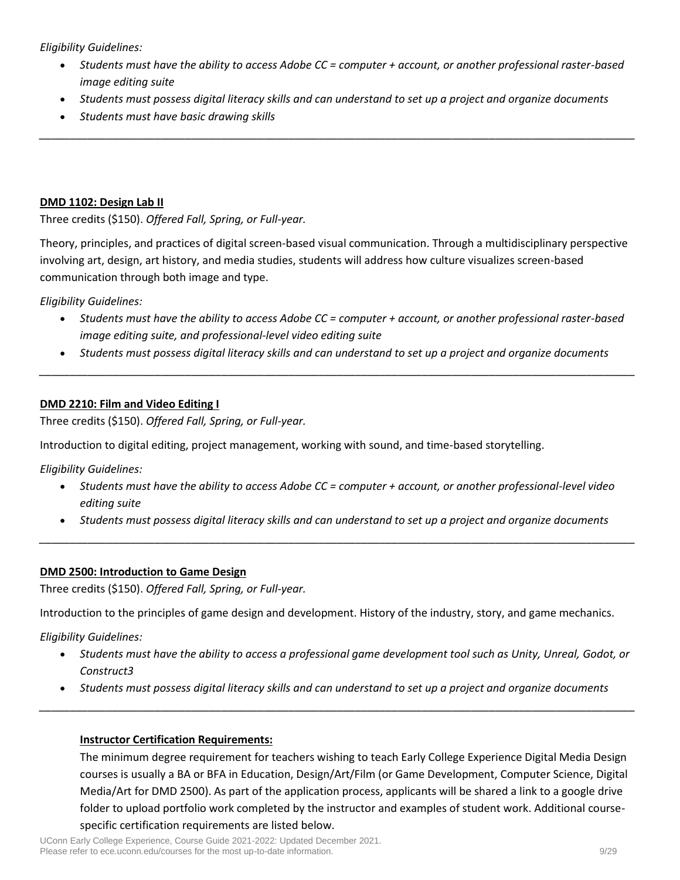*Eligibility Guidelines:*

- *Students must have the ability to access Adobe CC = computer + account, or another professional raster-based image editing suite*
- *Students must possess digital literacy skills and can understand to set up a project and organize documents*
- *Students must have basic drawing skills*

---

**DMD 1102: Design Lab II**

Three credits ($150). *Offered Fall, Spring, or Full-year.*

Theory, principles, and practices of digital screen-based visual communication. Through a multidisciplinary perspective involving art, design, art history, and media studies, students will address how culture visualizes screen-based communication through both image and type.

*Eligibility Guidelines:*

- *Students must have the ability to access Adobe CC = computer + account, or another professional raster-based image editing suite, and professional-level video editing suite*
- *Students must possess digital literacy skills and can understand to set up a project and organize documents*

---

**DMD 2210: Film and Video Editing I**

Three credits ($150). *Offered Fall, Spring, or Full-year.*

Introduction to digital editing, project management, working with sound, and time-based storytelling.

*Eligibility Guidelines:*

- *Students must have the ability to access Adobe CC = computer + account, or another professional-level video editing suite*
- *Students must possess digital literacy skills and can understand to set up a project and organize documents*

---

**DMD 2500: Introduction to Game Design**

Three credits ($150). *Offered Fall, Spring, or Full-year.*

Introduction to the principles of game design and development. History of the industry, story, and game mechanics.

*Eligibility Guidelines:*

- *Students must have the ability to access a professional game development tool such as Unity, Unreal, Godot, or Construct3*
- *Students must possess digital literacy skills and can understand to set up a project and organize documents*

---

**Instructor Certification Requirements:**

The minimum degree requirement for teachers wishing to teach Early College Experience Digital Media Design courses is usually a BA or BFA in Education, Design/Art/Film (or Game Development, Computer Science, Digital Media/Art for DMD 2500). As part of the application process, applicants will be shared a link to a google drive folder to upload portfolio work completed by the instructor and examples of student work. Additional course-specific certification requirements are listed below.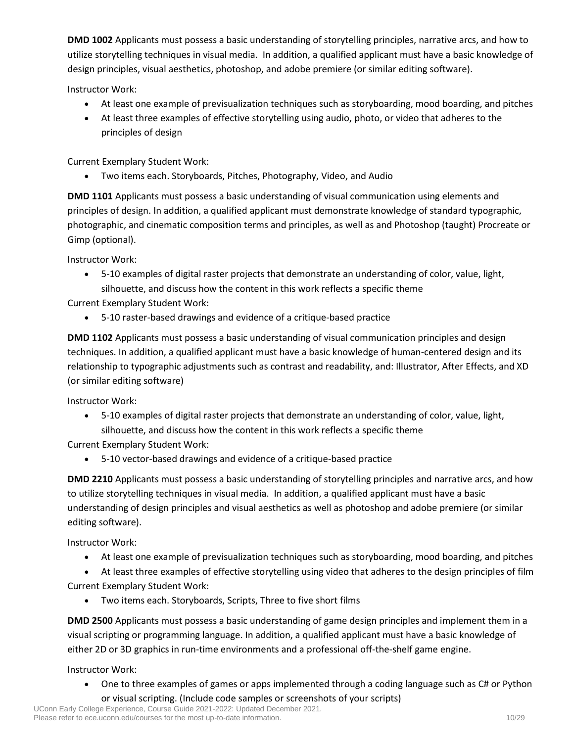**DMD 1002** Applicants must possess a basic understanding of storytelling principles, narrative arcs, and how to utilize storytelling techniques in visual media. In addition, a qualified applicant must have a basic knowledge of design principles, visual aesthetics, photoshop, and adobe premiere (or similar editing software).

Instructor Work:

- At least one example of previsualization techniques such as storyboarding, mood boarding, and pitches
- At least three examples of effective storytelling using audio, photo, or video that adheres to the principles of design

Current Exemplary Student Work:

- Two items each. Storyboards, Pitches, Photography, Video, and Audio

**DMD 1101** Applicants must possess a basic understanding of visual communication using elements and principles of design. In addition, a qualified applicant must demonstrate knowledge of standard typographic, photographic, and cinematic composition terms and principles, as well as and Photoshop (taught) Procreate or Gimp (optional).

Instructor Work:

- 5-10 examples of digital raster projects that demonstrate an understanding of color, value, light, silhouette, and discuss how the content in this work reflects a specific theme

Current Exemplary Student Work:

- 5-10 raster-based drawings and evidence of a critique-based practice

**DMD 1102** Applicants must possess a basic understanding of visual communication principles and design techniques. In addition, a qualified applicant must have a basic knowledge of human-centered design and its relationship to typographic adjustments such as contrast and readability, and: Illustrator, After Effects, and XD (or similar editing software)

Instructor Work:

- 5-10 examples of digital raster projects that demonstrate an understanding of color, value, light, silhouette, and discuss how the content in this work reflects a specific theme

Current Exemplary Student Work:

- 5-10 vector-based drawings and evidence of a critique-based practice

**DMD 2210** Applicants must possess a basic understanding of storytelling principles and narrative arcs, and how to utilize storytelling techniques in visual media. In addition, a qualified applicant must have a basic understanding of design principles and visual aesthetics as well as photoshop and adobe premiere (or similar editing software).

Instructor Work:

- At least one example of previsualization techniques such as storyboarding, mood boarding, and pitches
- At least three examples of effective storytelling using video that adheres to the design principles of film

Current Exemplary Student Work:

- Two items each. Storyboards, Scripts, Three to five short films

**DMD 2500** Applicants must possess a basic understanding of game design principles and implement them in a visual scripting or programming language. In addition, a qualified applicant must have a basic knowledge of either 2D or 3D graphics in run-time environments and a professional off-the-shelf game engine.

Instructor Work:

- One to three examples of games or apps implemented through a coding language such as C# or Python or visual scripting. (Include code samples or screenshots of your scripts)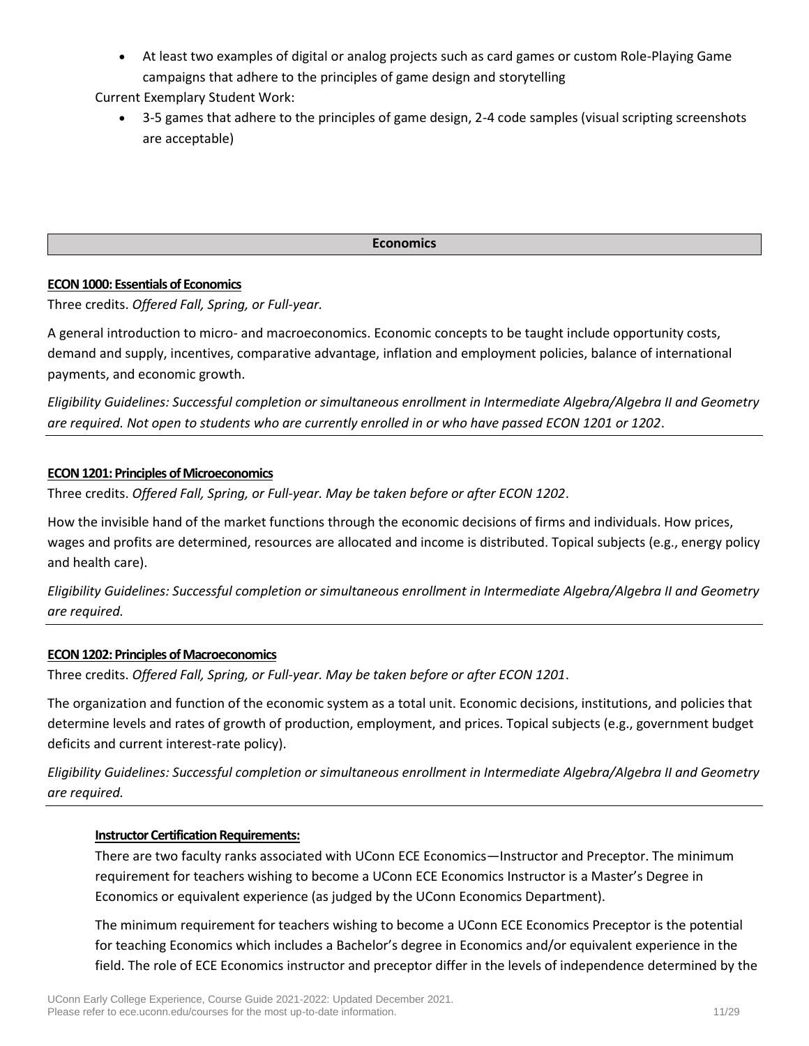- At least two examples of digital or analog projects such as card games or custom Role-Playing Game campaigns that adhere to the principles of game design and storytelling

Current Exemplary Student Work:

- 3-5 games that adhere to the principles of game design, 2-4 code samples (visual scripting screenshots are acceptable)

## Economics

**ECON 1000: Essentials of Economics**

Three credits. *Offered Fall, Spring, or Full-year.*

A general introduction to micro- and macroeconomics. Economic concepts to be taught include opportunity costs, demand and supply, incentives, comparative advantage, inflation and employment policies, balance of international payments, and economic growth.

*Eligibility Guidelines: Successful completion or simultaneous enrollment in Intermediate Algebra/Algebra II and Geometry are required. Not open to students who are currently enrolled in or who have passed ECON 1201 or 1202*.

**ECON 1201: Principles of Microeconomics**

Three credits. *Offered Fall, Spring, or Full-year. May be taken before or after ECON 1202*.

How the invisible hand of the market functions through the economic decisions of firms and individuals. How prices, wages and profits are determined, resources are allocated and income is distributed. Topical subjects (e.g., energy policy and health care).

*Eligibility Guidelines: Successful completion or simultaneous enrollment in Intermediate Algebra/Algebra II and Geometry are required.*

**ECON 1202: Principles of Macroeconomics**

Three credits. *Offered Fall, Spring, or Full-year. May be taken before or after ECON 1201*.

The organization and function of the economic system as a total unit. Economic decisions, institutions, and policies that determine levels and rates of growth of production, employment, and prices. Topical subjects (e.g., government budget deficits and current interest-rate policy).

*Eligibility Guidelines: Successful completion or simultaneous enrollment in Intermediate Algebra/Algebra II and Geometry are required.*

**Instructor Certification Requirements:**

There are two faculty ranks associated with UConn ECE Economics—Instructor and Preceptor. The minimum requirement for teachers wishing to become a UConn ECE Economics Instructor is a Master's Degree in Economics or equivalent experience (as judged by the UConn Economics Department).

The minimum requirement for teachers wishing to become a UConn ECE Economics Preceptor is the potential for teaching Economics which includes a Bachelor's degree in Economics and/or equivalent experience in the field. The role of ECE Economics instructor and preceptor differ in the levels of independence determined by the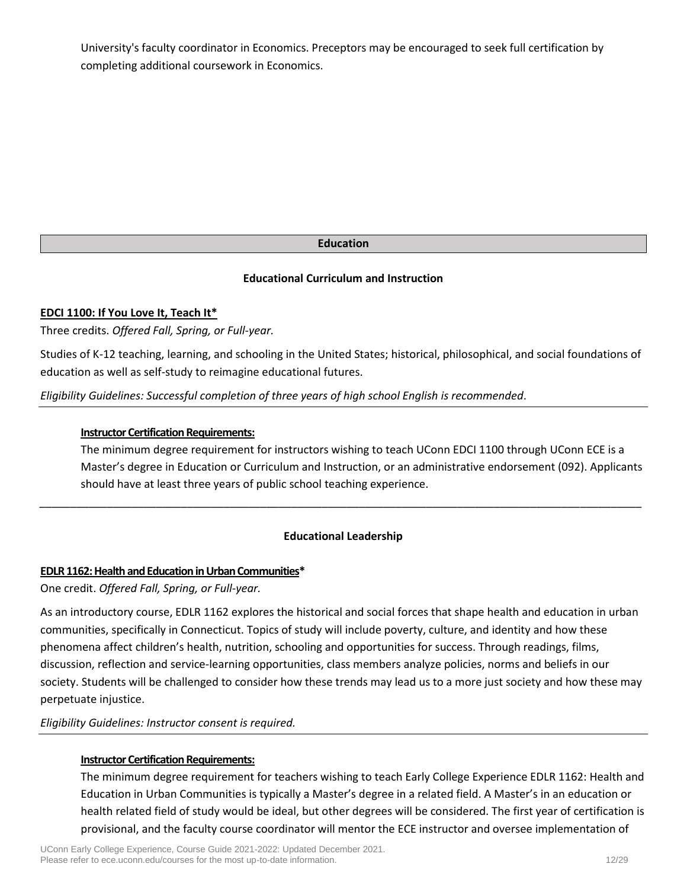University's faculty coordinator in Economics. Preceptors may be encouraged to seek full certification by completing additional coursework in Economics.

## Education

### Educational Curriculum and Instruction

**EDCI 1100: If You Love It, Teach It***

Three credits. *Offered Fall, Spring, or Full-year.*

Studies of K-12 teaching, learning, and schooling in the United States; historical, philosophical, and social foundations of education as well as self-study to reimagine educational futures.

*Eligibility Guidelines: Successful completion of three years of high school English is recommended*.

**Instructor Certification Requirements:**

The minimum degree requirement for instructors wishing to teach UConn EDCI 1100 through UConn ECE is a Master's degree in Education or Curriculum and Instruction, or an administrative endorsement (092). Applicants should have at least three years of public school teaching experience.

---

### Educational Leadership

**EDLR 1162: Health and Education in Urban Communities***

One credit. *Offered Fall, Spring, or Full-year.*

As an introductory course, EDLR 1162 explores the historical and social forces that shape health and education in urban communities, specifically in Connecticut. Topics of study will include poverty, culture, and identity and how these phenomena affect children's health, nutrition, schooling and opportunities for success. Through readings, films, discussion, reflection and service-learning opportunities, class members analyze policies, norms and beliefs in our society. Students will be challenged to consider how these trends may lead us to a more just society and how these may perpetuate injustice.

*Eligibility Guidelines: Instructor consent is required.*

**Instructor Certification Requirements:**

The minimum degree requirement for teachers wishing to teach Early College Experience EDLR 1162: Health and Education in Urban Communities is typically a Master's degree in a related field. A Master's in an education or health related field of study would be ideal, but other degrees will be considered. The first year of certification is provisional, and the faculty course coordinator will mentor the ECE instructor and oversee implementation of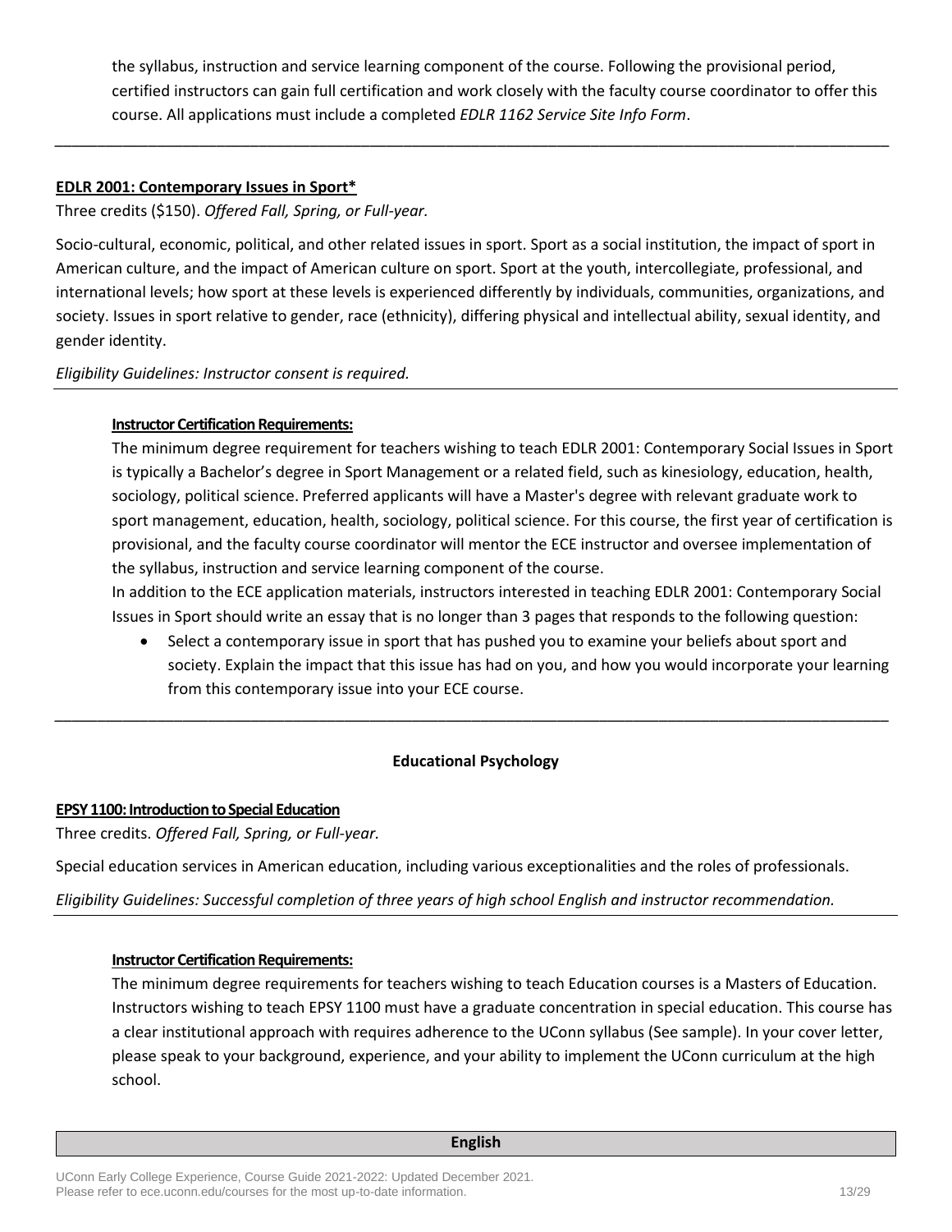the syllabus, instruction and service learning component of the course. Following the provisional period, certified instructors can gain full certification and work closely with the faculty course coordinator to offer this course. All applications must include a completed *EDLR 1162 Service Site Info Form*.

---

**EDLR 2001: Contemporary Issues in Sport***

Three credits ($150). *Offered Fall, Spring, or Full-year.*

Socio-cultural, economic, political, and other related issues in sport. Sport as a social institution, the impact of sport in American culture, and the impact of American culture on sport. Sport at the youth, intercollegiate, professional, and international levels; how sport at these levels is experienced differently by individuals, communities, organizations, and society. Issues in sport relative to gender, race (ethnicity), differing physical and intellectual ability, sexual identity, and gender identity.

*Eligibility Guidelines: Instructor consent is required.*

**Instructor Certification Requirements:**

The minimum degree requirement for teachers wishing to teach EDLR 2001: Contemporary Social Issues in Sport is typically a Bachelor's degree in Sport Management or a related field, such as kinesiology, education, health, sociology, political science. Preferred applicants will have a Master's degree with relevant graduate work to sport management, education, health, sociology, political science. For this course, the first year of certification is provisional, and the faculty course coordinator will mentor the ECE instructor and oversee implementation of the syllabus, instruction and service learning component of the course.

In addition to the ECE application materials, instructors interested in teaching EDLR 2001: Contemporary Social Issues in Sport should write an essay that is no longer than 3 pages that responds to the following question:

- Select a contemporary issue in sport that has pushed you to examine your beliefs about sport and society. Explain the impact that this issue has had on you, and how you would incorporate your learning from this contemporary issue into your ECE course.

---

## Educational Psychology

**EPSY 1100: Introduction to Special Education**

Three credits. *Offered Fall, Spring, or Full-year.*

Special education services in American education, including various exceptionalities and the roles of professionals.

*Eligibility Guidelines: Successful completion of three years of high school English and instructor recommendation.*

**Instructor Certification Requirements:**

The minimum degree requirements for teachers wishing to teach Education courses is a Masters of Education. Instructors wishing to teach EPSY 1100 must have a graduate concentration in special education. This course has a clear institutional approach with requires adherence to the UConn syllabus (See sample). In your cover letter, please speak to your background, experience, and your ability to implement the UConn curriculum at the high school.

## English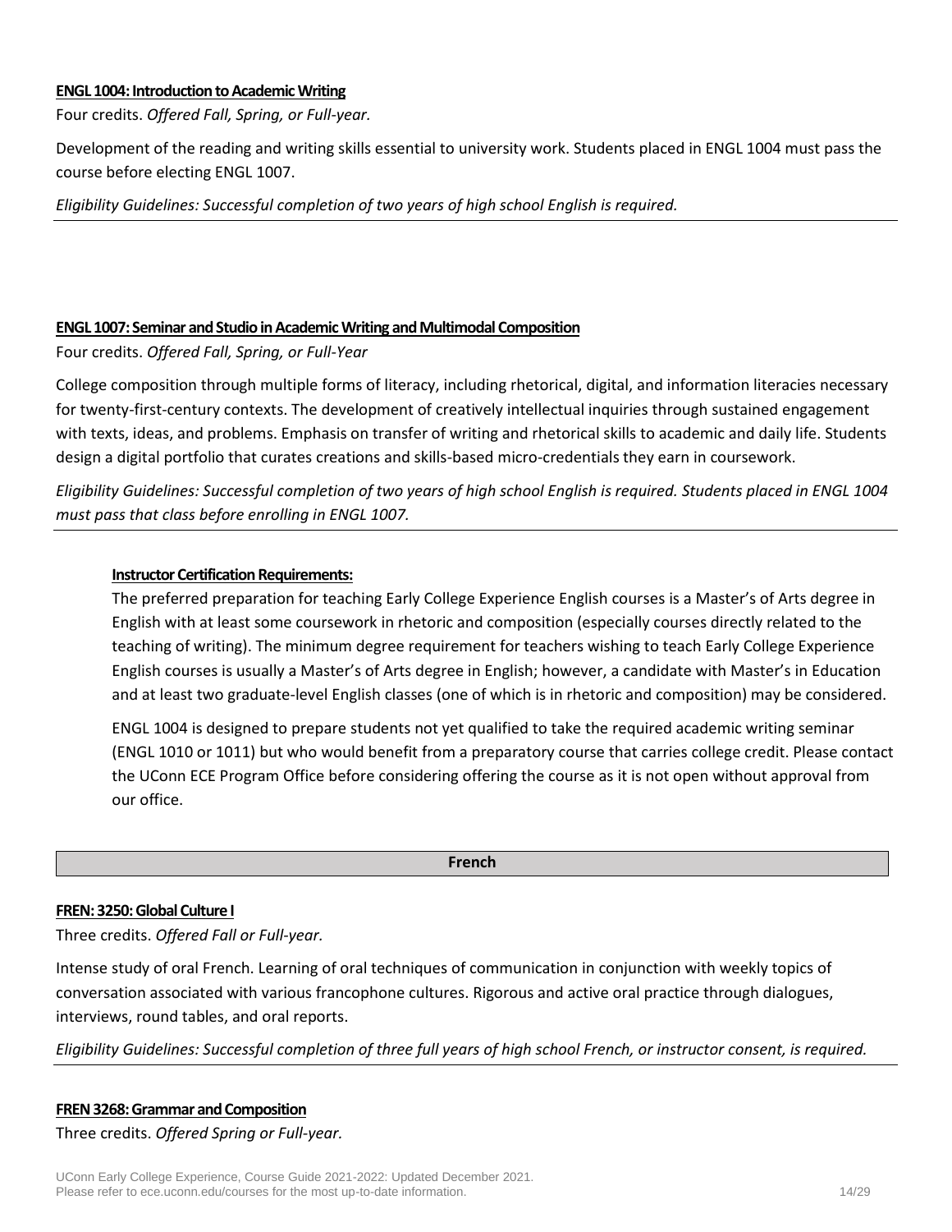**ENGL 1004: Introduction to Academic Writing**

Four credits. *Offered Fall, Spring, or Full-year.*

Development of the reading and writing skills essential to university work. Students placed in ENGL 1004 must pass the course before electing ENGL 1007.

*Eligibility Guidelines: Successful completion of two years of high school English is required.*

---

**ENGL 1007: Seminar and Studio in Academic Writing and Multimodal Composition**

Four credits. *Offered Fall, Spring, or Full-Year*

College composition through multiple forms of literacy, including rhetorical, digital, and information literacies necessary for twenty-first-century contexts. The development of creatively intellectual inquiries through sustained engagement with texts, ideas, and problems. Emphasis on transfer of writing and rhetorical skills to academic and daily life. Students design a digital portfolio that curates creations and skills-based micro-credentials they earn in coursework.

*Eligibility Guidelines: Successful completion of two years of high school English is required. Students placed in ENGL 1004 must pass that class before enrolling in ENGL 1007.*

---

**Instructor Certification Requirements:**

The preferred preparation for teaching Early College Experience English courses is a Master's of Arts degree in English with at least some coursework in rhetoric and composition (especially courses directly related to the teaching of writing). The minimum degree requirement for teachers wishing to teach Early College Experience English courses is usually a Master's of Arts degree in English; however, a candidate with Master's in Education and at least two graduate-level English classes (one of which is in rhetoric and composition) may be considered.

ENGL 1004 is designed to prepare students not yet qualified to take the required academic writing seminar (ENGL 1010 or 1011) but who would benefit from a preparatory course that carries college credit. Please contact the UConn ECE Program Office before considering offering the course as it is not open without approval from our office.

## French

**FREN: 3250: Global Culture I**

Three credits. *Offered Fall or Full-year.*

Intense study of oral French. Learning of oral techniques of communication in conjunction with weekly topics of conversation associated with various francophone cultures. Rigorous and active oral practice through dialogues, interviews, round tables, and oral reports.

*Eligibility Guidelines: Successful completion of three full years of high school French, or instructor consent, is required.*

---

**FREN 3268: Grammar and Composition**

Three credits. *Offered Spring or Full-year.*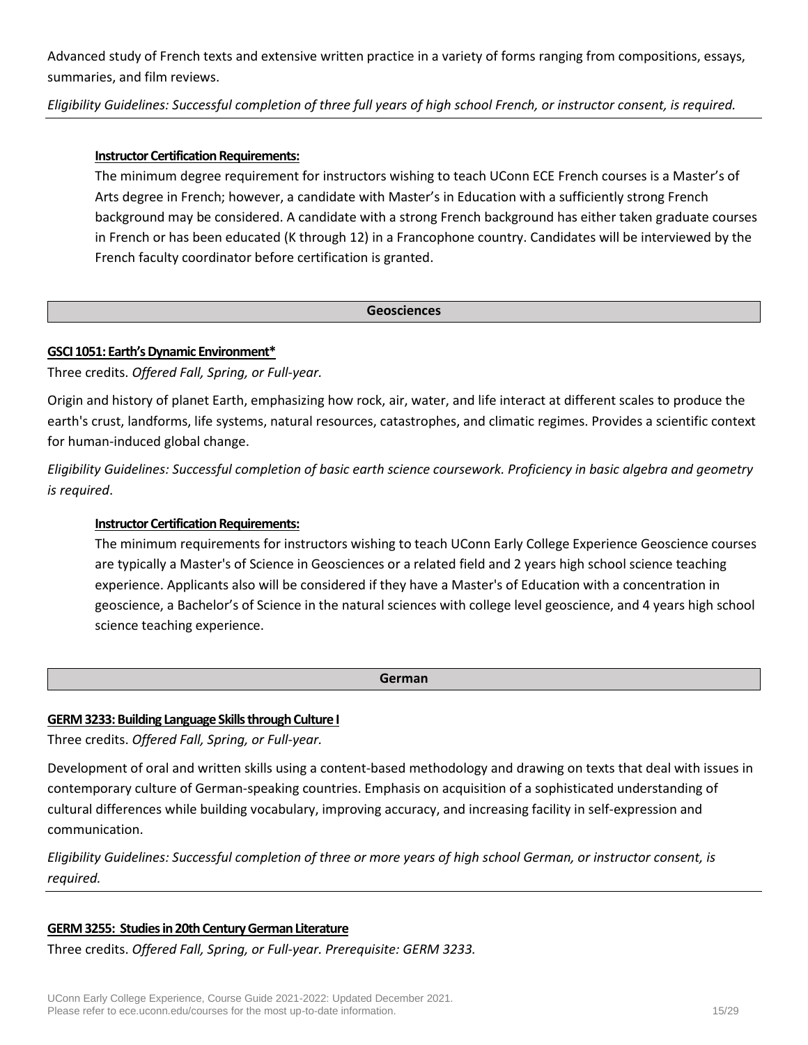Advanced study of French texts and extensive written practice in a variety of forms ranging from compositions, essays, summaries, and film reviews.

*Eligibility Guidelines: Successful completion of three full years of high school French, or instructor consent, is required.*

---

**Instructor Certification Requirements:**

The minimum degree requirement for instructors wishing to teach UConn ECE French courses is a Master's of Arts degree in French; however, a candidate with Master's in Education with a sufficiently strong French background may be considered. A candidate with a strong French background has either taken graduate courses in French or has been educated (K through 12) in a Francophone country. Candidates will be interviewed by the French faculty coordinator before certification is granted.

## Geosciences

**GSCI 1051: Earth's Dynamic Environment***

Three credits. *Offered Fall, Spring, or Full-year.*

Origin and history of planet Earth, emphasizing how rock, air, water, and life interact at different scales to produce the earth's crust, landforms, life systems, natural resources, catastrophes, and climatic regimes. Provides a scientific context for human-induced global change.

*Eligibility Guidelines: Successful completion of basic earth science coursework. Proficiency in basic algebra and geometry is required*.

**Instructor Certification Requirements:**

The minimum requirements for instructors wishing to teach UConn Early College Experience Geoscience courses are typically a Master's of Science in Geosciences or a related field and 2 years high school science teaching experience. Applicants also will be considered if they have a Master's of Education with a concentration in geoscience, a Bachelor's of Science in the natural sciences with college level geoscience, and 4 years high school science teaching experience.

## German

**GERM 3233: Building Language Skills through Culture I**

Three credits. *Offered Fall, Spring, or Full-year.*

Development of oral and written skills using a content-based methodology and drawing on texts that deal with issues in contemporary culture of German-speaking countries. Emphasis on acquisition of a sophisticated understanding of cultural differences while building vocabulary, improving accuracy, and increasing facility in self-expression and communication.

*Eligibility Guidelines: Successful completion of three or more years of high school German, or instructor consent, is required.*

---

**GERM 3255: Studies in 20th Century German Literature**

Three credits. *Offered Fall, Spring, or Full-year. Prerequisite: GERM 3233.*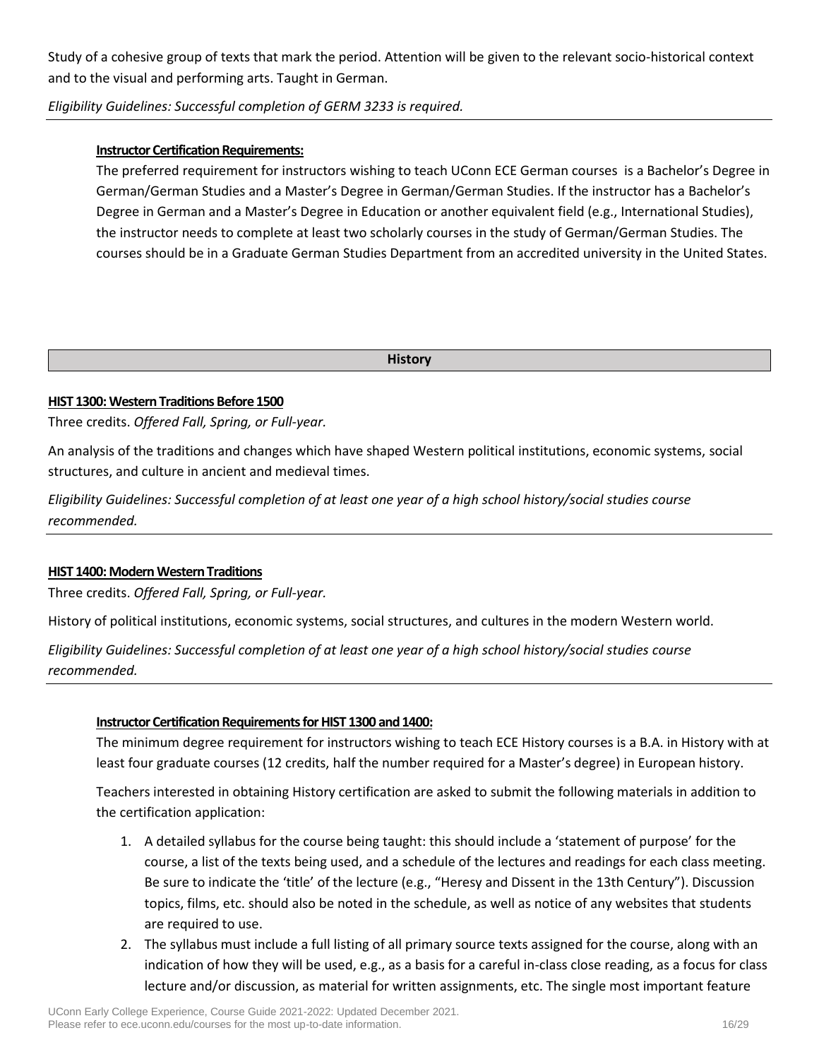Study of a cohesive group of texts that mark the period. Attention will be given to the relevant socio-historical context and to the visual and performing arts. Taught in German.

*Eligibility Guidelines: Successful completion of GERM 3233 is required.*

**Instructor Certification Requirements:**

The preferred requirement for instructors wishing to teach UConn ECE German courses is a Bachelor's Degree in German/German Studies and a Master's Degree in German/German Studies. If the instructor has a Bachelor's Degree in German and a Master's Degree in Education or another equivalent field (e.g., International Studies), the instructor needs to complete at least two scholarly courses in the study of German/German Studies. The courses should be in a Graduate German Studies Department from an accredited university in the United States.

## History

### HIST 1300: Western Traditions Before 1500

Three credits. *Offered Fall, Spring, or Full-year.*

An analysis of the traditions and changes which have shaped Western political institutions, economic systems, social structures, and culture in ancient and medieval times.

*Eligibility Guidelines: Successful completion of at least one year of a high school history/social studies course recommended.*

### HIST 1400: Modern Western Traditions

Three credits. *Offered Fall, Spring, or Full-year.*

History of political institutions, economic systems, social structures, and cultures in the modern Western world.

*Eligibility Guidelines: Successful completion of at least one year of a high school history/social studies course recommended.*

**Instructor Certification Requirements for HIST 1300 and 1400:**

The minimum degree requirement for instructors wishing to teach ECE History courses is a B.A. in History with at least four graduate courses (12 credits, half the number required for a Master's degree) in European history.

Teachers interested in obtaining History certification are asked to submit the following materials in addition to the certification application:

1. A detailed syllabus for the course being taught: this should include a 'statement of purpose' for the course, a list of the texts being used, and a schedule of the lectures and readings for each class meeting. Be sure to indicate the 'title' of the lecture (e.g., "Heresy and Dissent in the 13th Century"). Discussion topics, films, etc. should also be noted in the schedule, as well as notice of any websites that students are required to use.
2. The syllabus must include a full listing of all primary source texts assigned for the course, along with an indication of how they will be used, e.g., as a basis for a careful in-class close reading, as a focus for class lecture and/or discussion, as material for written assignments, etc. The single most important feature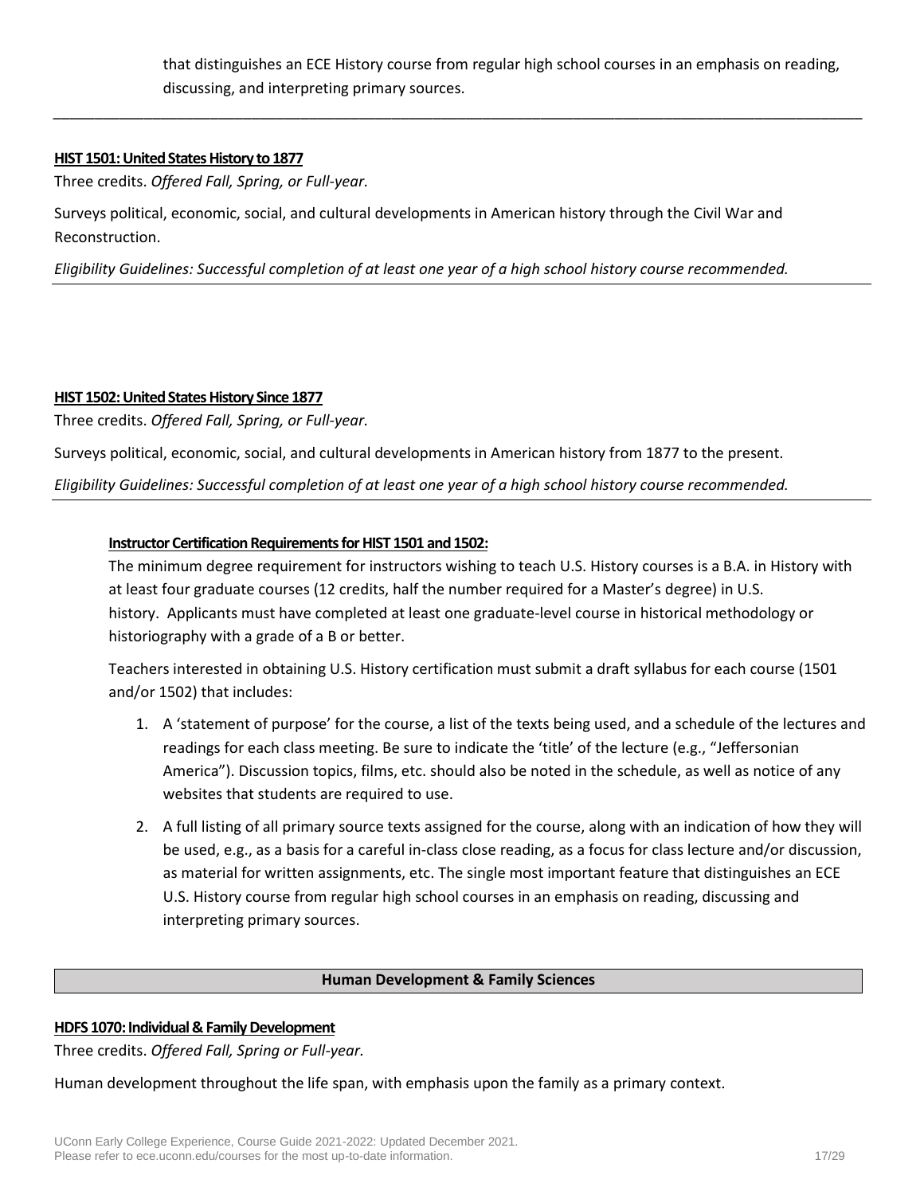that distinguishes an ECE History course from regular high school courses in an emphasis on reading, discussing, and interpreting primary sources.

---

**HIST 1501: United States History to 1877**

Three credits. *Offered Fall, Spring, or Full-year.*

Surveys political, economic, social, and cultural developments in American history through the Civil War and Reconstruction.

*Eligibility Guidelines: Successful completion of at least one year of a high school history course recommended.*

---

**HIST 1502: United States History Since 1877**

Three credits. *Offered Fall, Spring, or Full-year.*

Surveys political, economic, social, and cultural developments in American history from 1877 to the present.

*Eligibility Guidelines: Successful completion of at least one year of a high school history course recommended.*

---

**Instructor Certification Requirements for HIST 1501 and 1502:**

The minimum degree requirement for instructors wishing to teach U.S. History courses is a B.A. in History with at least four graduate courses (12 credits, half the number required for a Master's degree) in U.S. history. Applicants must have completed at least one graduate-level course in historical methodology or historiography with a grade of a B or better.

Teachers interested in obtaining U.S. History certification must submit a draft syllabus for each course (1501 and/or 1502) that includes:

1. A 'statement of purpose' for the course, a list of the texts being used, and a schedule of the lectures and readings for each class meeting. Be sure to indicate the 'title' of the lecture (e.g., "Jeffersonian America"). Discussion topics, films, etc. should also be noted in the schedule, as well as notice of any websites that students are required to use.
2. A full listing of all primary source texts assigned for the course, along with an indication of how they will be used, e.g., as a basis for a careful in-class close reading, as a focus for class lecture and/or discussion, as material for written assignments, etc. The single most important feature that distinguishes an ECE U.S. History course from regular high school courses in an emphasis on reading, discussing and interpreting primary sources.

## Human Development & Family Sciences

**HDFS 1070: Individual & Family Development**

Three credits. *Offered Fall, Spring or Full-year.*

Human development throughout the life span, with emphasis upon the family as a primary context.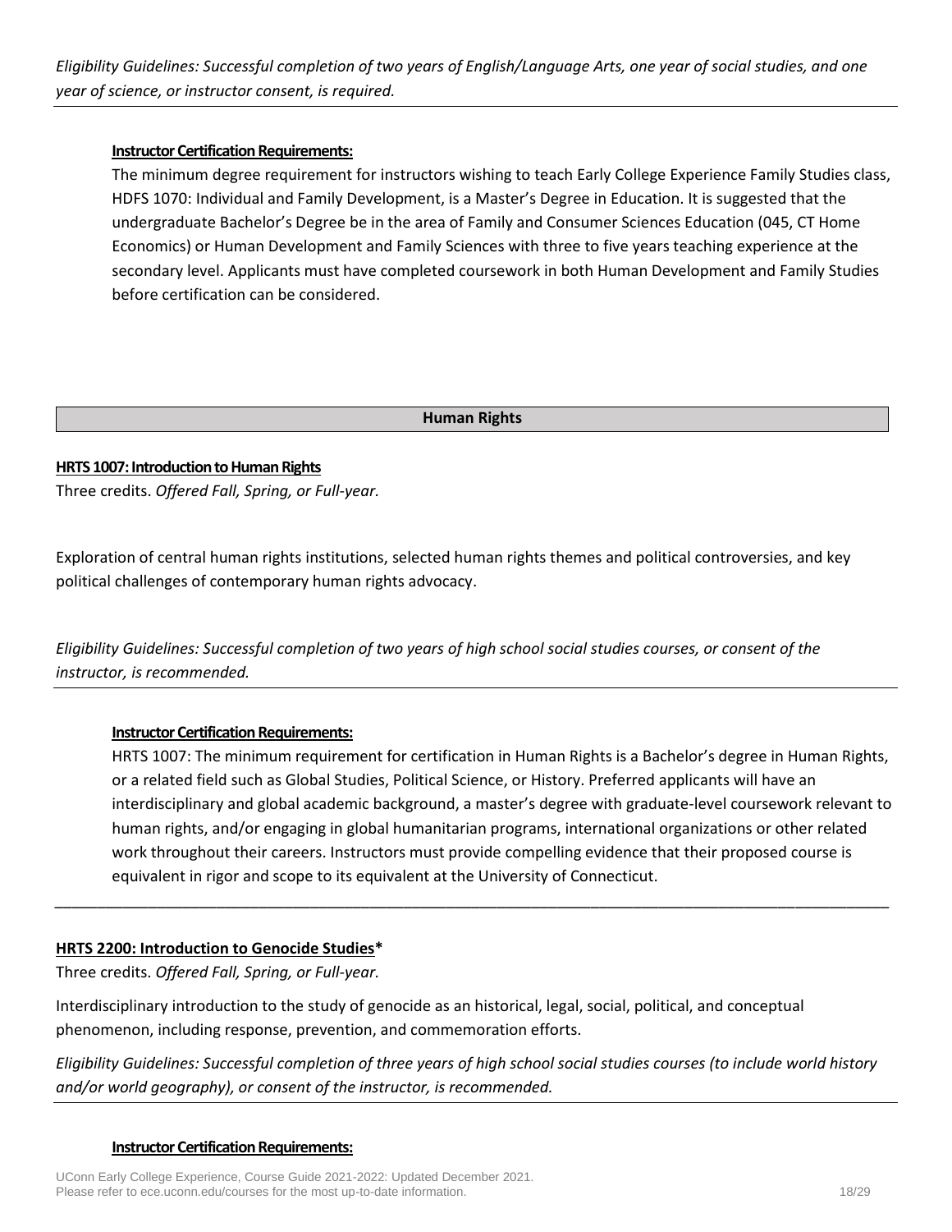*Eligibility Guidelines: Successful completion of two years of English/Language Arts, one year of social studies, and one year of science, or instructor consent, is required.*

---

**Instructor Certification Requirements:**

The minimum degree requirement for instructors wishing to teach Early College Experience Family Studies class, HDFS 1070: Individual and Family Development, is a Master's Degree in Education. It is suggested that the undergraduate Bachelor's Degree be in the area of Family and Consumer Sciences Education (045, CT Home Economics) or Human Development and Family Sciences with three to five years teaching experience at the secondary level. Applicants must have completed coursework in both Human Development and Family Studies before certification can be considered.

## Human Rights

**HRTS 1007: Introduction to Human Rights**

Three credits. *Offered Fall, Spring, or Full-year.*

Exploration of central human rights institutions, selected human rights themes and political controversies, and key political challenges of contemporary human rights advocacy.

*Eligibility Guidelines: Successful completion of two years of high school social studies courses, or consent of the instructor, is recommended.*

---

**Instructor Certification Requirements:**

HRTS 1007: The minimum requirement for certification in Human Rights is a Bachelor's degree in Human Rights, or a related field such as Global Studies, Political Science, or History. Preferred applicants will have an interdisciplinary and global academic background, a master's degree with graduate-level coursework relevant to human rights, and/or engaging in global humanitarian programs, international organizations or other related work throughout their careers. Instructors must provide compelling evidence that their proposed course is equivalent in rigor and scope to its equivalent at the University of Connecticut.

---

**HRTS 2200: Introduction to Genocide Studies***

Three credits. *Offered Fall, Spring, or Full-year.*

Interdisciplinary introduction to the study of genocide as an historical, legal, social, political, and conceptual phenomenon, including response, prevention, and commemoration efforts.

*Eligibility Guidelines: Successful completion of three years of high school social studies courses (to include world history and/or world geography), or consent of the instructor, is recommended.*

---

**Instructor Certification Requirements:**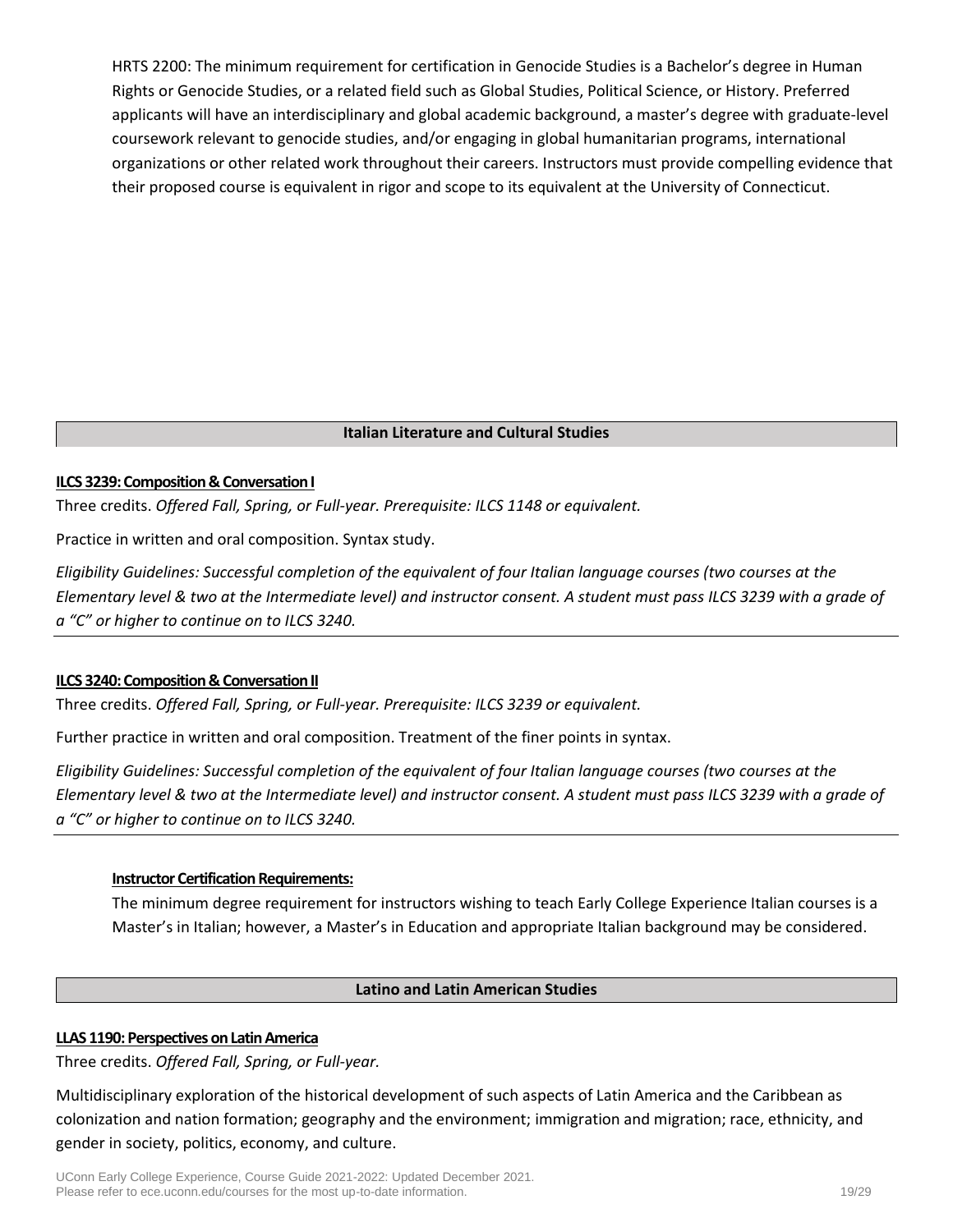HRTS 2200: The minimum requirement for certification in Genocide Studies is a Bachelor's degree in Human Rights or Genocide Studies, or a related field such as Global Studies, Political Science, or History. Preferred applicants will have an interdisciplinary and global academic background, a master's degree with graduate-level coursework relevant to genocide studies, and/or engaging in global humanitarian programs, international organizations or other related work throughout their careers. Instructors must provide compelling evidence that their proposed course is equivalent in rigor and scope to its equivalent at the University of Connecticut.

## Italian Literature and Cultural Studies

**ILCS 3239: Composition & Conversation I**

Three credits. *Offered Fall, Spring, or Full-year. Prerequisite: ILCS 1148 or equivalent.*

Practice in written and oral composition. Syntax study.

*Eligibility Guidelines: Successful completion of the equivalent of four Italian language courses (two courses at the Elementary level & two at the Intermediate level) and instructor consent. A student must pass ILCS 3239 with a grade of a "C" or higher to continue on to ILCS 3240.*

**ILCS 3240: Composition & Conversation II**

Three credits. *Offered Fall, Spring, or Full-year. Prerequisite: ILCS 3239 or equivalent.*

Further practice in written and oral composition. Treatment of the finer points in syntax.

*Eligibility Guidelines: Successful completion of the equivalent of four Italian language courses (two courses at the Elementary level & two at the Intermediate level) and instructor consent. A student must pass ILCS 3239 with a grade of a "C" or higher to continue on to ILCS 3240.*

**Instructor Certification Requirements:**

The minimum degree requirement for instructors wishing to teach Early College Experience Italian courses is a Master's in Italian; however, a Master's in Education and appropriate Italian background may be considered.

## Latino and Latin American Studies

**LLAS 1190: Perspectives on Latin America**

Three credits. *Offered Fall, Spring, or Full-year.*

Multidisciplinary exploration of the historical development of such aspects of Latin America and the Caribbean as colonization and nation formation; geography and the environment; immigration and migration; race, ethnicity, and gender in society, politics, economy, and culture.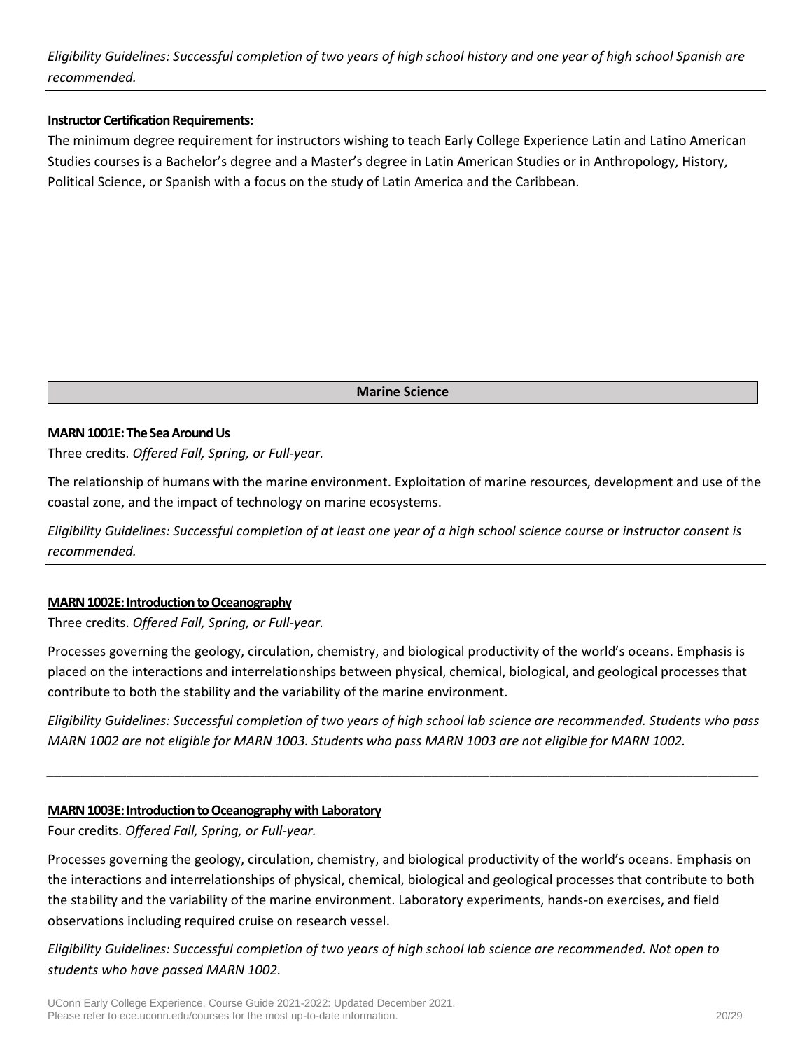*Eligibility Guidelines: Successful completion of two years of high school history and one year of high school Spanish are recommended.*

---

**Instructor Certification Requirements:**

The minimum degree requirement for instructors wishing to teach Early College Experience Latin and Latino American Studies courses is a Bachelor's degree and a Master's degree in Latin American Studies or in Anthropology, History, Political Science, or Spanish with a focus on the study of Latin America and the Caribbean.

## Marine Science

**MARN 1001E: The Sea Around Us**

Three credits. *Offered Fall, Spring, or Full-year.*

The relationship of humans with the marine environment. Exploitation of marine resources, development and use of the coastal zone, and the impact of technology on marine ecosystems.

*Eligibility Guidelines: Successful completion of at least one year of a high school science course or instructor consent is recommended.*

---

**MARN 1002E: Introduction to Oceanography**

Three credits. *Offered Fall, Spring, or Full-year.*

Processes governing the geology, circulation, chemistry, and biological productivity of the world's oceans. Emphasis is placed on the interactions and interrelationships between physical, chemical, biological, and geological processes that contribute to both the stability and the variability of the marine environment.

*Eligibility Guidelines: Successful completion of two years of high school lab science are recommended. Students who pass MARN 1002 are not eligible for MARN 1003. Students who pass MARN 1003 are not eligible for MARN 1002.*

---

**MARN 1003E: Introduction to Oceanography with Laboratory**

Four credits. *Offered Fall, Spring, or Full-year.*

Processes governing the geology, circulation, chemistry, and biological productivity of the world's oceans. Emphasis on the interactions and interrelationships of physical, chemical, biological and geological processes that contribute to both the stability and the variability of the marine environment. Laboratory experiments, hands-on exercises, and field observations including required cruise on research vessel.

*Eligibility Guidelines: Successful completion of two years of high school lab science are recommended. Not open to students who have passed MARN 1002.*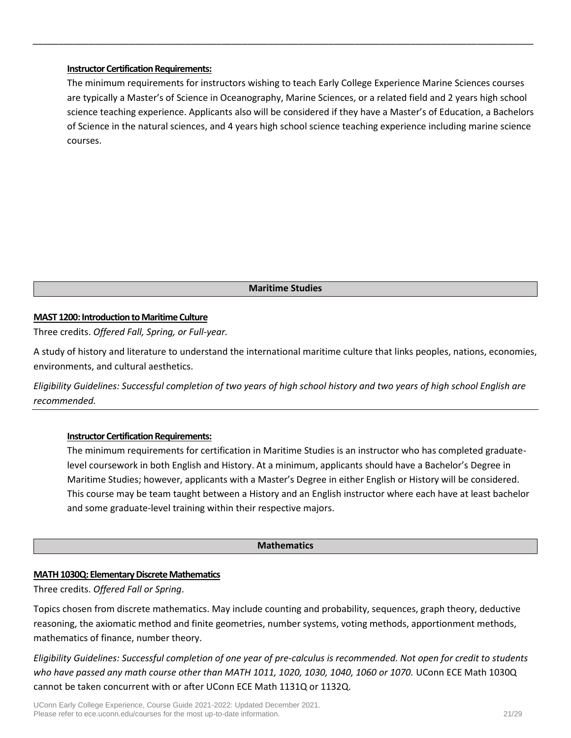**Instructor Certification Requirements:**

The minimum requirements for instructors wishing to teach Early College Experience Marine Sciences courses are typically a Master's of Science in Oceanography, Marine Sciences, or a related field and 2 years high school science teaching experience. Applicants also will be considered if they have a Master's of Education, a Bachelors of Science in the natural sciences, and 4 years high school science teaching experience including marine science courses.

## Maritime Studies

**MAST 1200: Introduction to Maritime Culture**

Three credits. *Offered Fall, Spring, or Full-year.*

A study of history and literature to understand the international maritime culture that links peoples, nations, economies, environments, and cultural aesthetics.

*Eligibility Guidelines: Successful completion of two years of high school history and two years of high school English are recommended.*

**Instructor Certification Requirements:**

The minimum requirements for certification in Maritime Studies is an instructor who has completed graduate-level coursework in both English and History. At a minimum, applicants should have a Bachelor's Degree in Maritime Studies; however, applicants with a Master's Degree in either English or History will be considered. This course may be team taught between a History and an English instructor where each have at least bachelor and some graduate-level training within their respective majors.

## Mathematics

**MATH 1030Q: Elementary Discrete Mathematics**

Three credits. *Offered Fall or Spring*.

Topics chosen from discrete mathematics. May include counting and probability, sequences, graph theory, deductive reasoning, the axiomatic method and finite geometries, number systems, voting methods, apportionment methods, mathematics of finance, number theory.

*Eligibility Guidelines: Successful completion of one year of pre-calculus is recommended. Not open for credit to students who have passed any math course other than MATH 1011, 1020, 1030, 1040, 1060 or 1070.* UConn ECE Math 1030Q cannot be taken concurrent with or after UConn ECE Math 1131Q or 1132Q.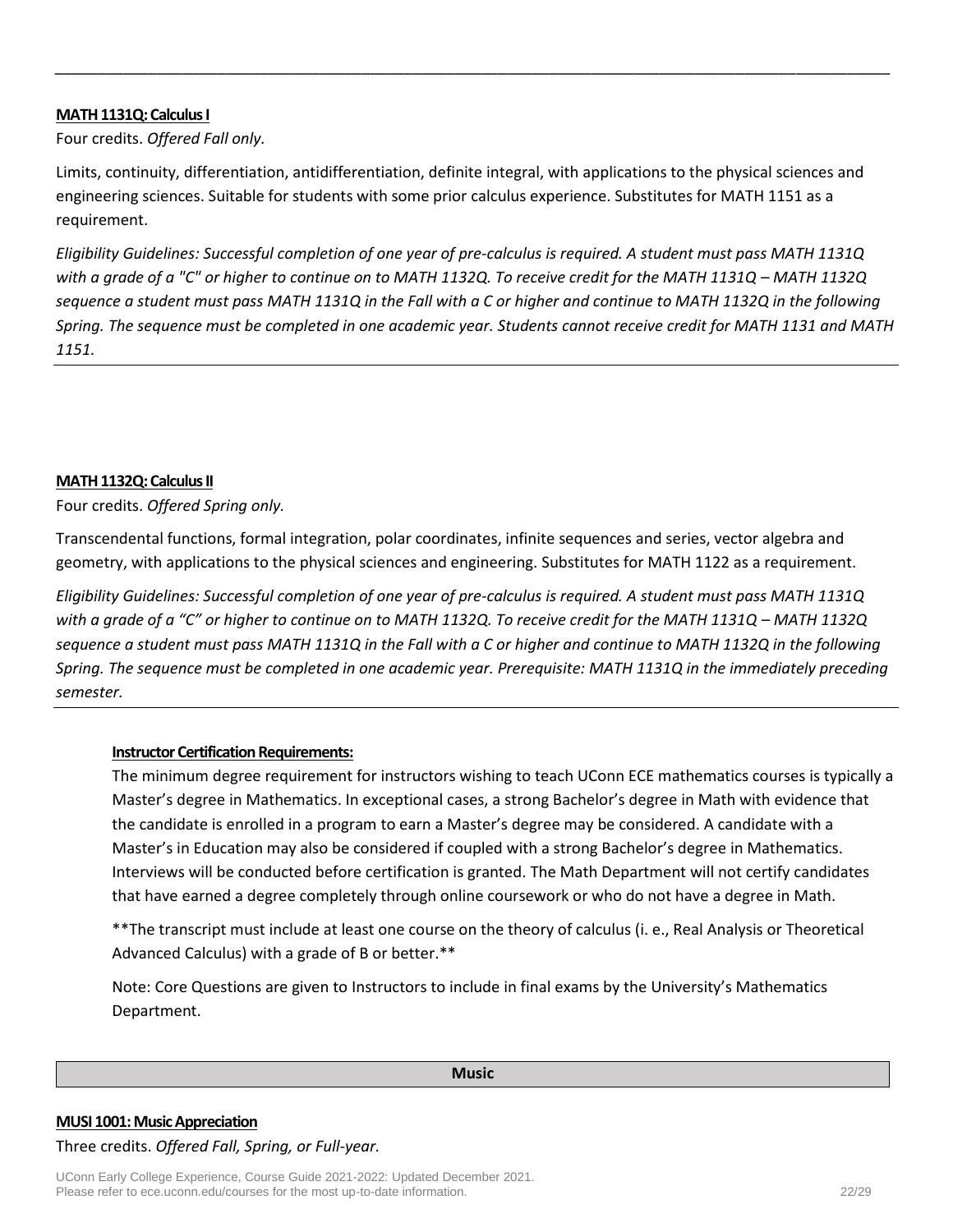**MATH 1131Q: Calculus I**

Four credits. *Offered Fall only.*

Limits, continuity, differentiation, antidifferentiation, definite integral, with applications to the physical sciences and engineering sciences. Suitable for students with some prior calculus experience. Substitutes for MATH 1151 as a requirement.

*Eligibility Guidelines: Successful completion of one year of pre-calculus is required. A student must pass MATH 1131Q with a grade of a "C" or higher to continue on to MATH 1132Q. To receive credit for the MATH 1131Q – MATH 1132Q sequence a student must pass MATH 1131Q in the Fall with a C or higher and continue to MATH 1132Q in the following Spring. The sequence must be completed in one academic year. Students cannot receive credit for MATH 1131 and MATH 1151.*

**MATH 1132Q: Calculus II**

Four credits. *Offered Spring only.*

Transcendental functions, formal integration, polar coordinates, infinite sequences and series, vector algebra and geometry, with applications to the physical sciences and engineering. Substitutes for MATH 1122 as a requirement.

*Eligibility Guidelines: Successful completion of one year of pre-calculus is required. A student must pass MATH 1131Q with a grade of a "C" or higher to continue on to MATH 1132Q. To receive credit for the MATH 1131Q – MATH 1132Q sequence a student must pass MATH 1131Q in the Fall with a C or higher and continue to MATH 1132Q in the following Spring. The sequence must be completed in one academic year. Prerequisite: MATH 1131Q in the immediately preceding semester.*

**Instructor Certification Requirements:**

The minimum degree requirement for instructors wishing to teach UConn ECE mathematics courses is typically a Master's degree in Mathematics. In exceptional cases, a strong Bachelor's degree in Math with evidence that the candidate is enrolled in a program to earn a Master's degree may be considered. A candidate with a Master's in Education may also be considered if coupled with a strong Bachelor's degree in Mathematics. Interviews will be conducted before certification is granted. The Math Department will not certify candidates that have earned a degree completely through online coursework or who do not have a degree in Math.

**The transcript must include at least one course on the theory of calculus (i. e., Real Analysis or Theoretical Advanced Calculus) with a grade of B or better.**

Note: Core Questions are given to Instructors to include in final exams by the University's Mathematics Department.

## Music

**MUSI 1001: Music Appreciation**

Three credits. *Offered Fall, Spring, or Full-year.*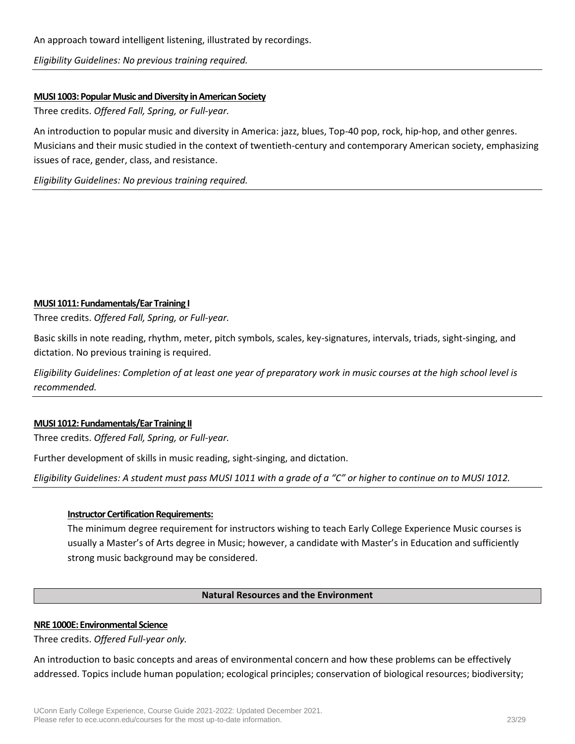An approach toward intelligent listening, illustrated by recordings.

*Eligibility Guidelines: No previous training required.*

---

**MUSI 1003: Popular Music and Diversity in American Society**

Three credits. *Offered Fall, Spring, or Full-year.*

An introduction to popular music and diversity in America: jazz, blues, Top-40 pop, rock, hip-hop, and other genres. Musicians and their music studied in the context of twentieth-century and contemporary American society, emphasizing issues of race, gender, class, and resistance.

*Eligibility Guidelines: No previous training required.*

---

**MUSI 1011: Fundamentals/Ear Training I**

Three credits. *Offered Fall, Spring, or Full-year.*

Basic skills in note reading, rhythm, meter, pitch symbols, scales, key-signatures, intervals, triads, sight-singing, and dictation. No previous training is required.

*Eligibility Guidelines: Completion of at least one year of preparatory work in music courses at the high school level is recommended.*

---

**MUSI 1012: Fundamentals/Ear Training II**

Three credits. *Offered Fall, Spring, or Full-year.*

Further development of skills in music reading, sight-singing, and dictation.

*Eligibility Guidelines: A student must pass MUSI 1011 with a grade of a "C" or higher to continue on to MUSI 1012.*

---

**Instructor Certification Requirements:**

The minimum degree requirement for instructors wishing to teach Early College Experience Music courses is usually a Master's of Arts degree in Music; however, a candidate with Master's in Education and sufficiently strong music background may be considered.

## Natural Resources and the Environment

**NRE 1000E: Environmental Science**

Three credits. *Offered Full-year only.*

An introduction to basic concepts and areas of environmental concern and how these problems can be effectively addressed. Topics include human population; ecological principles; conservation of biological resources; biodiversity;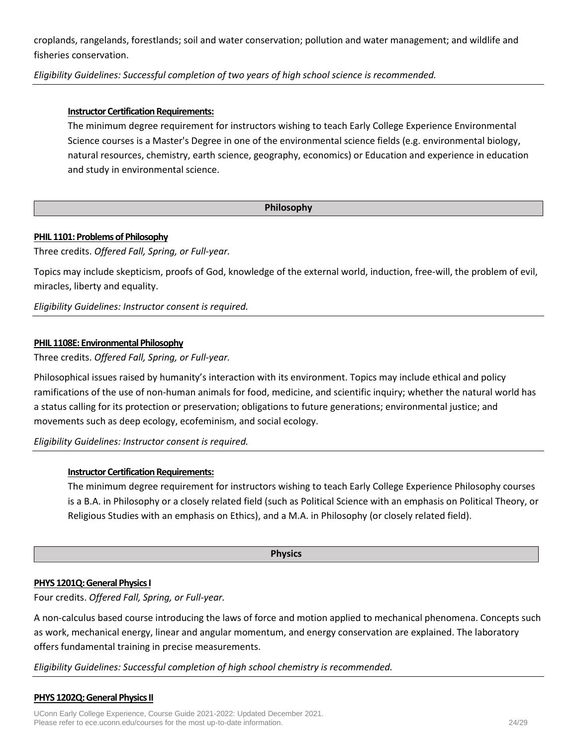croplands, rangelands, forestlands; soil and water conservation; pollution and water management; and wildlife and fisheries conservation.

*Eligibility Guidelines: Successful completion of two years of high school science is recommended.*

---

**Instructor Certification Requirements:**

The minimum degree requirement for instructors wishing to teach Early College Experience Environmental Science courses is a Master's Degree in one of the environmental science fields (e.g. environmental biology, natural resources, chemistry, earth science, geography, economics) or Education and experience in education and study in environmental science.

## Philosophy

**PHIL 1101: Problems of Philosophy**

Three credits. *Offered Fall, Spring, or Full-year.*

Topics may include skepticism, proofs of God, knowledge of the external world, induction, free-will, the problem of evil, miracles, liberty and equality.

*Eligibility Guidelines: Instructor consent is required.*

---

**PHIL 1108E: Environmental Philosophy**

Three credits. *Offered Fall, Spring, or Full-year.*

Philosophical issues raised by humanity's interaction with its environment. Topics may include ethical and policy ramifications of the use of non-human animals for food, medicine, and scientific inquiry; whether the natural world has a status calling for its protection or preservation; obligations to future generations; environmental justice; and movements such as deep ecology, ecofeminism, and social ecology.

*Eligibility Guidelines: Instructor consent is required.*

---

**Instructor Certification Requirements:**

The minimum degree requirement for instructors wishing to teach Early College Experience Philosophy courses is a B.A. in Philosophy or a closely related field (such as Political Science with an emphasis on Political Theory, or Religious Studies with an emphasis on Ethics), and a M.A. in Philosophy (or closely related field).

## Physics

**PHYS 1201Q: General Physics I**

Four credits. *Offered Fall, Spring, or Full-year.*

A non-calculus based course introducing the laws of force and motion applied to mechanical phenomena. Concepts such as work, mechanical energy, linear and angular momentum, and energy conservation are explained. The laboratory offers fundamental training in precise measurements.

*Eligibility Guidelines: Successful completion of high school chemistry is recommended.*

---

**PHYS 1202Q: General Physics II**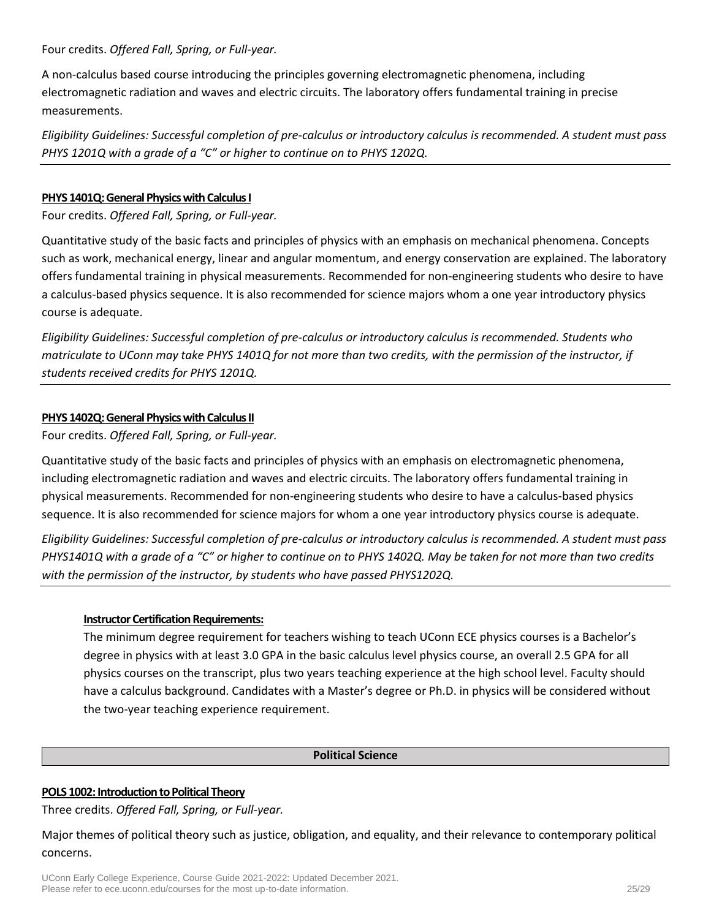Four credits. *Offered Fall, Spring, or Full-year.*

A non-calculus based course introducing the principles governing electromagnetic phenomena, including electromagnetic radiation and waves and electric circuits. The laboratory offers fundamental training in precise measurements.

*Eligibility Guidelines: Successful completion of pre-calculus or introductory calculus is recommended. A student must pass PHYS 1201Q with a grade of a "C" or higher to continue on to PHYS 1202Q.*

---

**PHYS 1401Q: General Physics with Calculus I**

Four credits. *Offered Fall, Spring, or Full-year.*

Quantitative study of the basic facts and principles of physics with an emphasis on mechanical phenomena. Concepts such as work, mechanical energy, linear and angular momentum, and energy conservation are explained. The laboratory offers fundamental training in physical measurements. Recommended for non-engineering students who desire to have a calculus-based physics sequence. It is also recommended for science majors whom a one year introductory physics course is adequate.

*Eligibility Guidelines: Successful completion of pre-calculus or introductory calculus is recommended. Students who matriculate to UConn may take PHYS 1401Q for not more than two credits, with the permission of the instructor, if students received credits for PHYS 1201Q.*

---

**PHYS 1402Q: General Physics with Calculus II**

Four credits. *Offered Fall, Spring, or Full-year.*

Quantitative study of the basic facts and principles of physics with an emphasis on electromagnetic phenomena, including electromagnetic radiation and waves and electric circuits. The laboratory offers fundamental training in physical measurements. Recommended for non-engineering students who desire to have a calculus-based physics sequence. It is also recommended for science majors for whom a one year introductory physics course is adequate.

*Eligibility Guidelines: Successful completion of pre-calculus or introductory calculus is recommended. A student must pass PHYS1401Q with a grade of a "C" or higher to continue on to PHYS 1402Q. May be taken for not more than two credits with the permission of the instructor, by students who have passed PHYS1202Q.*

---

**Instructor Certification Requirements:**

The minimum degree requirement for teachers wishing to teach UConn ECE physics courses is a Bachelor's degree in physics with at least 3.0 GPA in the basic calculus level physics course, an overall 2.5 GPA for all physics courses on the transcript, plus two years teaching experience at the high school level. Faculty should have a calculus background. Candidates with a Master's degree or Ph.D. in physics will be considered without the two-year teaching experience requirement.

## Political Science

**POLS 1002: Introduction to Political Theory**

Three credits. *Offered Fall, Spring, or Full-year.*

Major themes of political theory such as justice, obligation, and equality, and their relevance to contemporary political concerns.

UConn Early College Experience, Course Guide 2021-2022: Updated December 2021.
Please refer to ece.uconn.edu/courses for the most up-to-date information.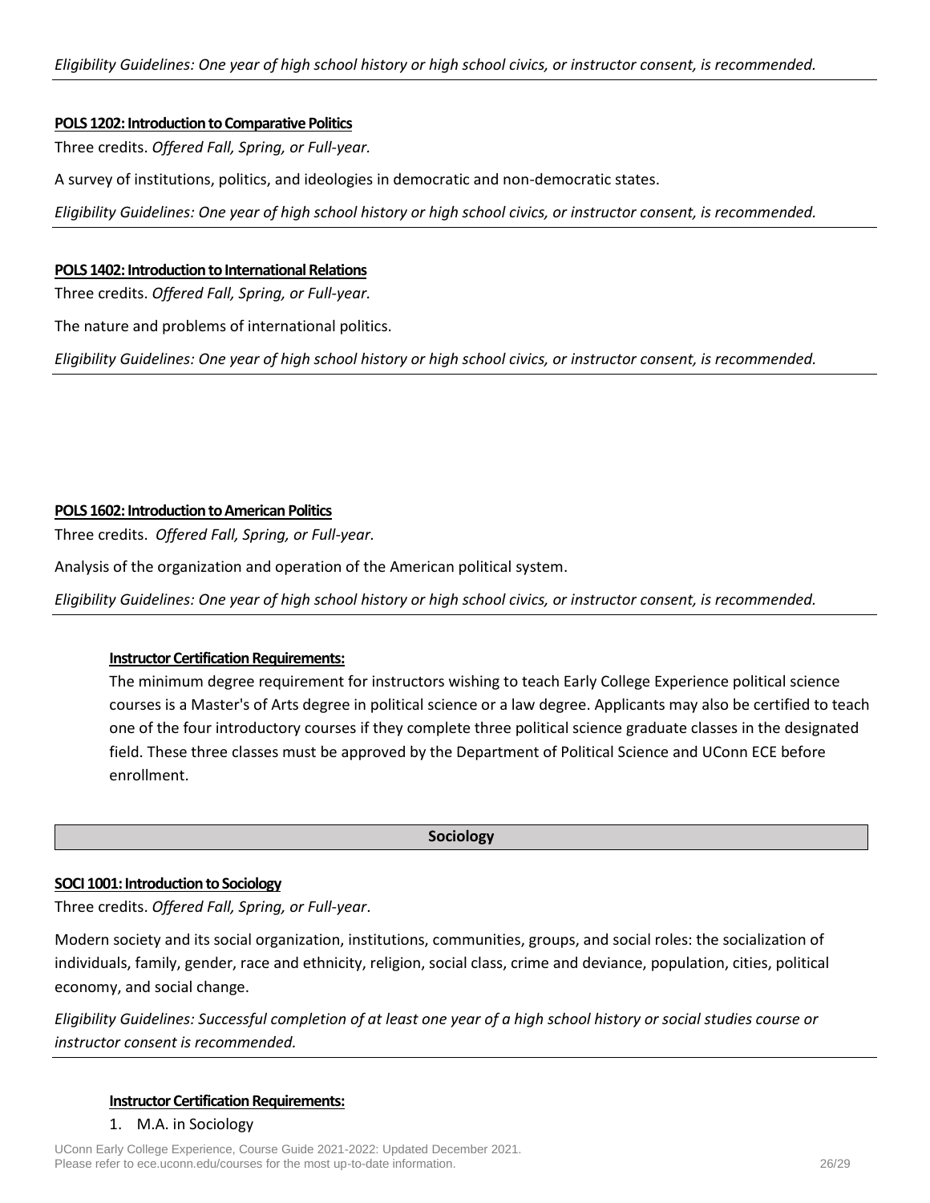*Eligibility Guidelines: One year of high school history or high school civics, or instructor consent, is recommended.*

---

**POLS 1202: Introduction to Comparative Politics**

Three credits. *Offered Fall, Spring, or Full-year.*

A survey of institutions, politics, and ideologies in democratic and non-democratic states.

*Eligibility Guidelines: One year of high school history or high school civics, or instructor consent, is recommended.*

---

**POLS 1402: Introduction to International Relations**

Three credits. *Offered Fall, Spring, or Full-year.*

The nature and problems of international politics.

*Eligibility Guidelines: One year of high school history or high school civics, or instructor consent, is recommended.*

---

**POLS 1602: Introduction to American Politics**

Three credits. *Offered Fall, Spring, or Full-year.*

Analysis of the organization and operation of the American political system.

*Eligibility Guidelines: One year of high school history or high school civics, or instructor consent, is recommended.*

---

**Instructor Certification Requirements:**

The minimum degree requirement for instructors wishing to teach Early College Experience political science courses is a Master's of Arts degree in political science or a law degree. Applicants may also be certified to teach one of the four introductory courses if they complete three political science graduate classes in the designated field. These three classes must be approved by the Department of Political Science and UConn ECE before enrollment.

## Sociology

**SOCI 1001: Introduction to Sociology**

Three credits. *Offered Fall, Spring, or Full-year*.

Modern society and its social organization, institutions, communities, groups, and social roles: the socialization of individuals, family, gender, race and ethnicity, religion, social class, crime and deviance, population, cities, political economy, and social change.

*Eligibility Guidelines: Successful completion of at least one year of a high school history or social studies course or instructor consent is recommended.*

---

**Instructor Certification Requirements:**

1. M.A. in Sociology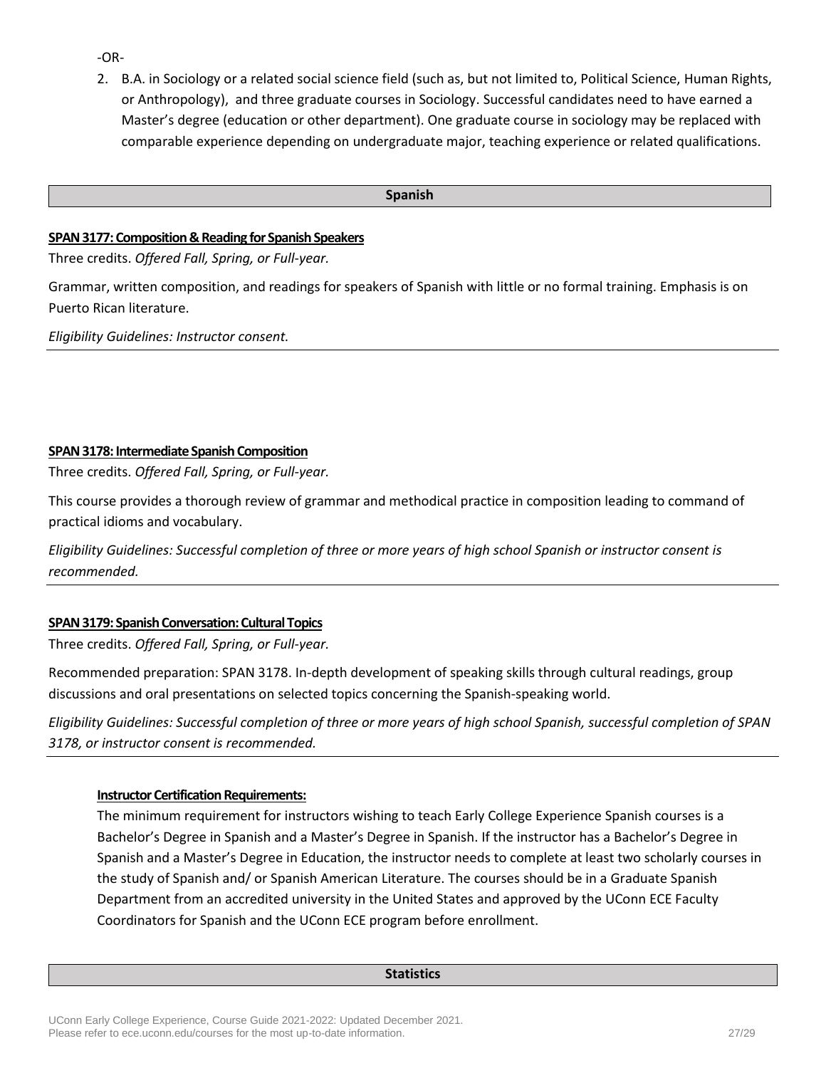-OR-

2. B.A. in Sociology or a related social science field (such as, but not limited to, Political Science, Human Rights, or Anthropology), and three graduate courses in Sociology. Successful candidates need to have earned a Master's degree (education or other department). One graduate course in sociology may be replaced with comparable experience depending on undergraduate major, teaching experience or related qualifications.

## Spanish

**SPAN 3177: Composition & Reading for Spanish Speakers**

Three credits. *Offered Fall, Spring, or Full-year.*

Grammar, written composition, and readings for speakers of Spanish with little or no formal training. Emphasis is on Puerto Rican literature.

*Eligibility Guidelines: Instructor consent.*

**SPAN 3178: Intermediate Spanish Composition**

Three credits. *Offered Fall, Spring, or Full-year.*

This course provides a thorough review of grammar and methodical practice in composition leading to command of practical idioms and vocabulary.

*Eligibility Guidelines: Successful completion of three or more years of high school Spanish or instructor consent is recommended.*

**SPAN 3179: Spanish Conversation: Cultural Topics**

Three credits. *Offered Fall, Spring, or Full-year.*

Recommended preparation: SPAN 3178. In-depth development of speaking skills through cultural readings, group discussions and oral presentations on selected topics concerning the Spanish-speaking world.

*Eligibility Guidelines: Successful completion of three or more years of high school Spanish, successful completion of SPAN 3178, or instructor consent is recommended.*

**Instructor Certification Requirements:**

The minimum requirement for instructors wishing to teach Early College Experience Spanish courses is a Bachelor's Degree in Spanish and a Master's Degree in Spanish. If the instructor has a Bachelor's Degree in Spanish and a Master's Degree in Education, the instructor needs to complete at least two scholarly courses in the study of Spanish and/ or Spanish American Literature. The courses should be in a Graduate Spanish Department from an accredited university in the United States and approved by the UConn ECE Faculty Coordinators for Spanish and the UConn ECE program before enrollment.

## Statistics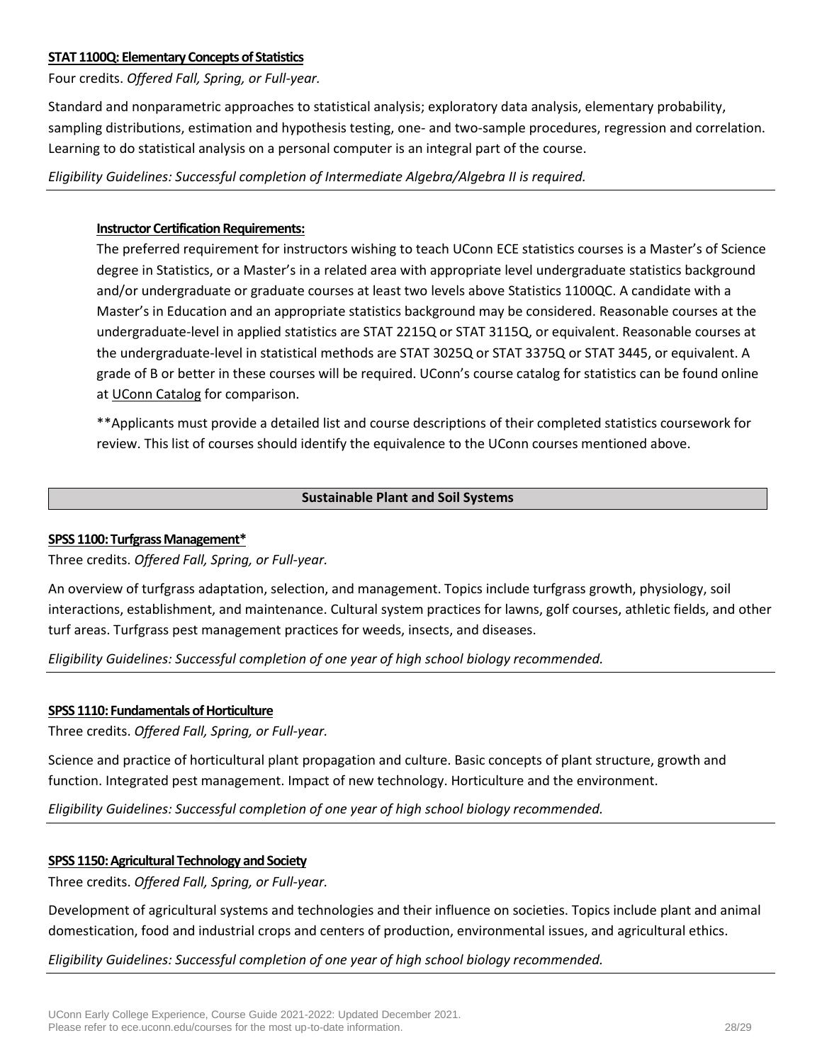**STAT 1100Q: Elementary Concepts of Statistics**

Four credits. *Offered Fall, Spring, or Full-year.*

Standard and nonparametric approaches to statistical analysis; exploratory data analysis, elementary probability, sampling distributions, estimation and hypothesis testing, one- and two-sample procedures, regression and correlation. Learning to do statistical analysis on a personal computer is an integral part of the course.

*Eligibility Guidelines: Successful completion of Intermediate Algebra/Algebra II is required.*

**Instructor Certification Requirements:**

The preferred requirement for instructors wishing to teach UConn ECE statistics courses is a Master's of Science degree in Statistics, or a Master's in a related area with appropriate level undergraduate statistics background and/or undergraduate or graduate courses at least two levels above Statistics 1100QC. A candidate with a Master's in Education and an appropriate statistics background may be considered. Reasonable courses at the undergraduate-level in applied statistics are STAT 2215Q or STAT 3115Q, or equivalent. Reasonable courses at the undergraduate-level in statistical methods are STAT 3025Q or STAT 3375Q or STAT 3445, or equivalent. A grade of B or better in these courses will be required. UConn's course catalog for statistics can be found online at UConn Catalog for comparison.

**Applicants must provide a detailed list and course descriptions of their completed statistics coursework for review. This list of courses should identify the equivalence to the UConn courses mentioned above.

## Sustainable Plant and Soil Systems

**SPSS 1100: Turfgrass Management***

Three credits. *Offered Fall, Spring, or Full-year.*

An overview of turfgrass adaptation, selection, and management. Topics include turfgrass growth, physiology, soil interactions, establishment, and maintenance. Cultural system practices for lawns, golf courses, athletic fields, and other turf areas. Turfgrass pest management practices for weeds, insects, and diseases.

*Eligibility Guidelines: Successful completion of one year of high school biology recommended.*

**SPSS 1110: Fundamentals of Horticulture**

Three credits. *Offered Fall, Spring, or Full-year.*

Science and practice of horticultural plant propagation and culture. Basic concepts of plant structure, growth and function. Integrated pest management. Impact of new technology. Horticulture and the environment.

*Eligibility Guidelines: Successful completion of one year of high school biology recommended.*

**SPSS 1150: Agricultural Technology and Society**

Three credits. *Offered Fall, Spring, or Full-year.*

Development of agricultural systems and technologies and their influence on societies. Topics include plant and animal domestication, food and industrial crops and centers of production, environmental issues, and agricultural ethics.

*Eligibility Guidelines: Successful completion of one year of high school biology recommended.*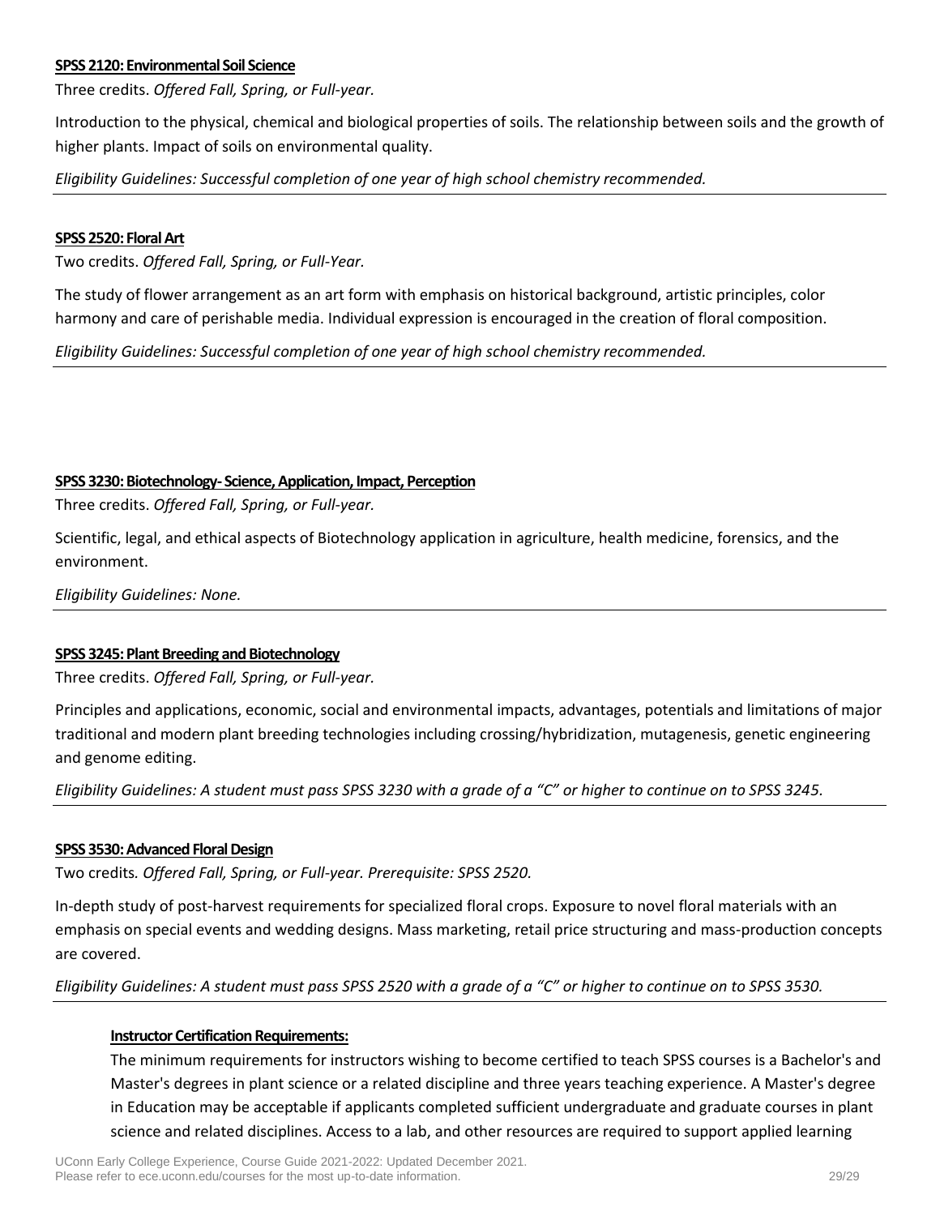**SPSS 2120: Environmental Soil Science**

Three credits. *Offered Fall, Spring, or Full-year.*

Introduction to the physical, chemical and biological properties of soils. The relationship between soils and the growth of higher plants. Impact of soils on environmental quality.

*Eligibility Guidelines: Successful completion of one year of high school chemistry recommended.*

---

**SPSS 2520: Floral Art**

Two credits. *Offered Fall, Spring, or Full-Year.*

The study of flower arrangement as an art form with emphasis on historical background, artistic principles, color harmony and care of perishable media. Individual expression is encouraged in the creation of floral composition.

*Eligibility Guidelines: Successful completion of one year of high school chemistry recommended.*

---

**SPSS 3230: Biotechnology- Science, Application, Impact, Perception**

Three credits. *Offered Fall, Spring, or Full-year.*

Scientific, legal, and ethical aspects of Biotechnology application in agriculture, health medicine, forensics, and the environment.

*Eligibility Guidelines: None.*

---

**SPSS 3245: Plant Breeding and Biotechnology**

Three credits. *Offered Fall, Spring, or Full-year.*

Principles and applications, economic, social and environmental impacts, advantages, potentials and limitations of major traditional and modern plant breeding technologies including crossing/hybridization, mutagenesis, genetic engineering and genome editing.

*Eligibility Guidelines: A student must pass SPSS 3230 with a grade of a "C" or higher to continue on to SPSS 3245.*

---

**SPSS 3530: Advanced Floral Design**

Two credits. *Offered Fall, Spring, or Full-year. Prerequisite: SPSS 2520.*

In-depth study of post-harvest requirements for specialized floral crops. Exposure to novel floral materials with an emphasis on special events and wedding designs. Mass marketing, retail price structuring and mass-production concepts are covered.

*Eligibility Guidelines: A student must pass SPSS 2520 with a grade of a "C" or higher to continue on to SPSS 3530.*

---

**Instructor Certification Requirements:**

The minimum requirements for instructors wishing to become certified to teach SPSS courses is a Bachelor's and Master's degrees in plant science or a related discipline and three years teaching experience. A Master's degree in Education may be acceptable if applicants completed sufficient undergraduate and graduate courses in plant science and related disciplines. Access to a lab, and other resources are required to support applied learning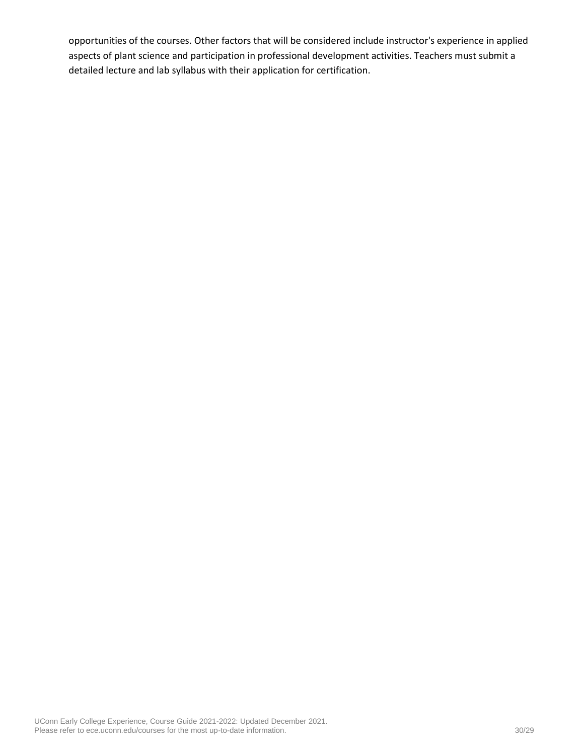opportunities of the courses. Other factors that will be considered include instructor's experience in applied aspects of plant science and participation in professional development activities. Teachers must submit a detailed lecture and lab syllabus with their application for certification.